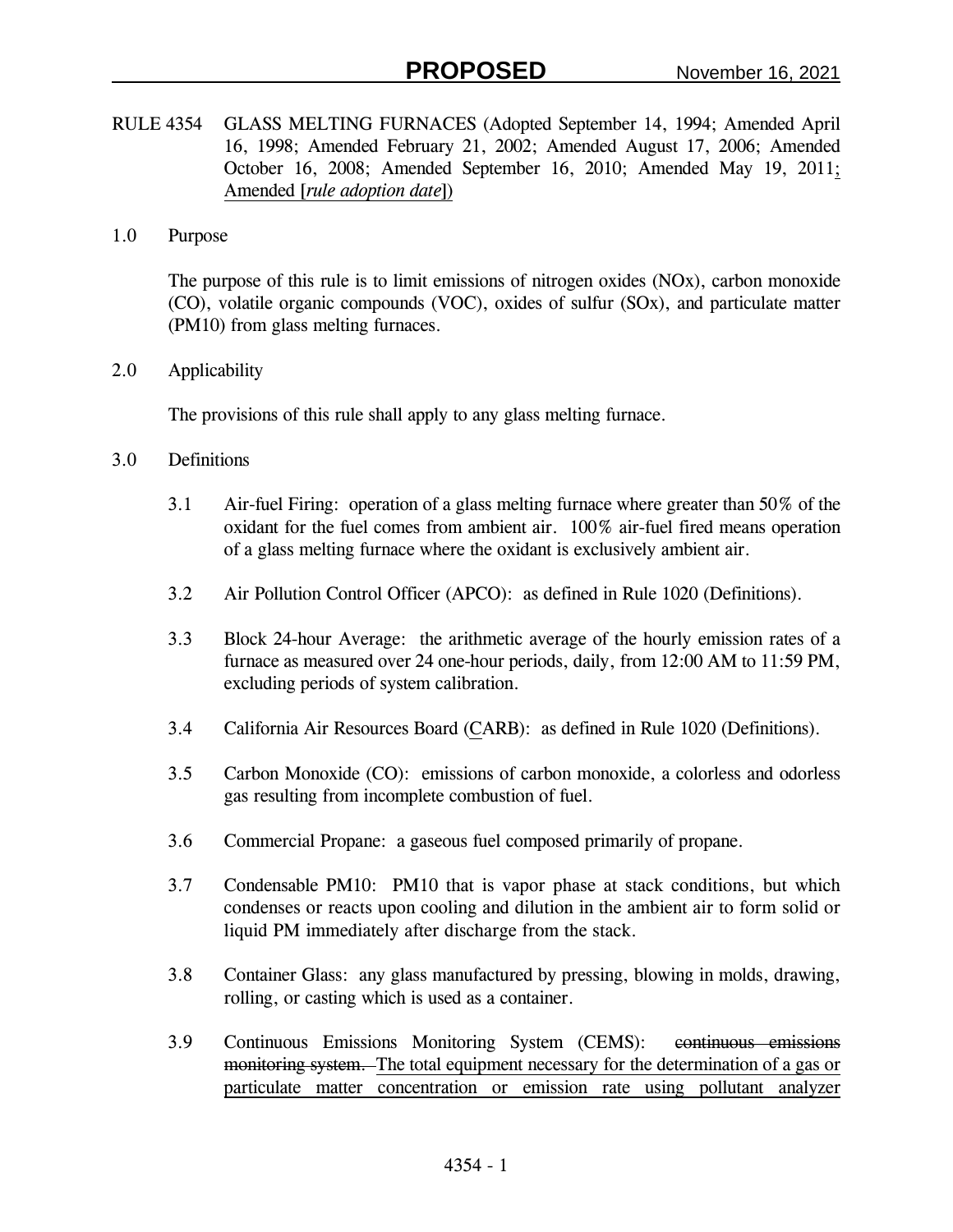**PROPOSED** November 16, 2021

RULE 4354 GLASS MELTING FURNACES (Adopted September 14, 1994; Amended April 16, 1998; Amended February 21, 2002; Amended August 17, 2006; Amended October 16, 2008; Amended September 16, 2010; Amended May 19, 2011; Amended [*rule adoption date*])

## 1.0 Purpose

The purpose of this rule is to limit emissions of nitrogen oxides (NOx), carbon monoxide (CO), volatile organic compounds (VOC), oxides of sulfur (SOx), and particulate matter (PM10) from glass melting furnaces.

## 2.0 Applicability

The provisions of this rule shall apply to any glass melting furnace.

## 3.0 Definitions

3.1 Air-fuel Firing: operation of a glass melting furnace where greater than 50% of the oxidant for the fuel comes from ambient air. 100% air-fuel fired means operation of a glass melting furnace where the oxidant is exclusively ambient air.

3.2 Air Pollution Control Officer (APCO): as defined in Rule 1020 (Definitions).

3.3 Block 24-hour Average: the arithmetic average of the hourly emission rates of a furnace as measured over 24 one-hour periods, daily, from 12:00 AM to 11:59 PM, excluding periods of system calibration.

3.4 California Air Resources Board (CARB): as defined in Rule 1020 (Definitions).

3.5 Carbon Monoxide (CO): emissions of carbon monoxide, a colorless and odorless gas resulting from incomplete combustion of fuel.

3.6 Commercial Propane: a gaseous fuel composed primarily of propane.

3.7 Condensable PM10: PM10 that is vapor phase at stack conditions, but which condenses or reacts upon cooling and dilution in the ambient air to form solid or liquid PM immediately after discharge from the stack.

3.8 Container Glass: any glass manufactured by pressing, blowing in molds, drawing, rolling, or casting which is used as a container.

3.9 Continuous Emissions Monitoring System (CEMS): ~~continuous emissions monitoring system.~~ The total equipment necessary for the determination of a gas or particulate matter concentration or emission rate using pollutant analyzer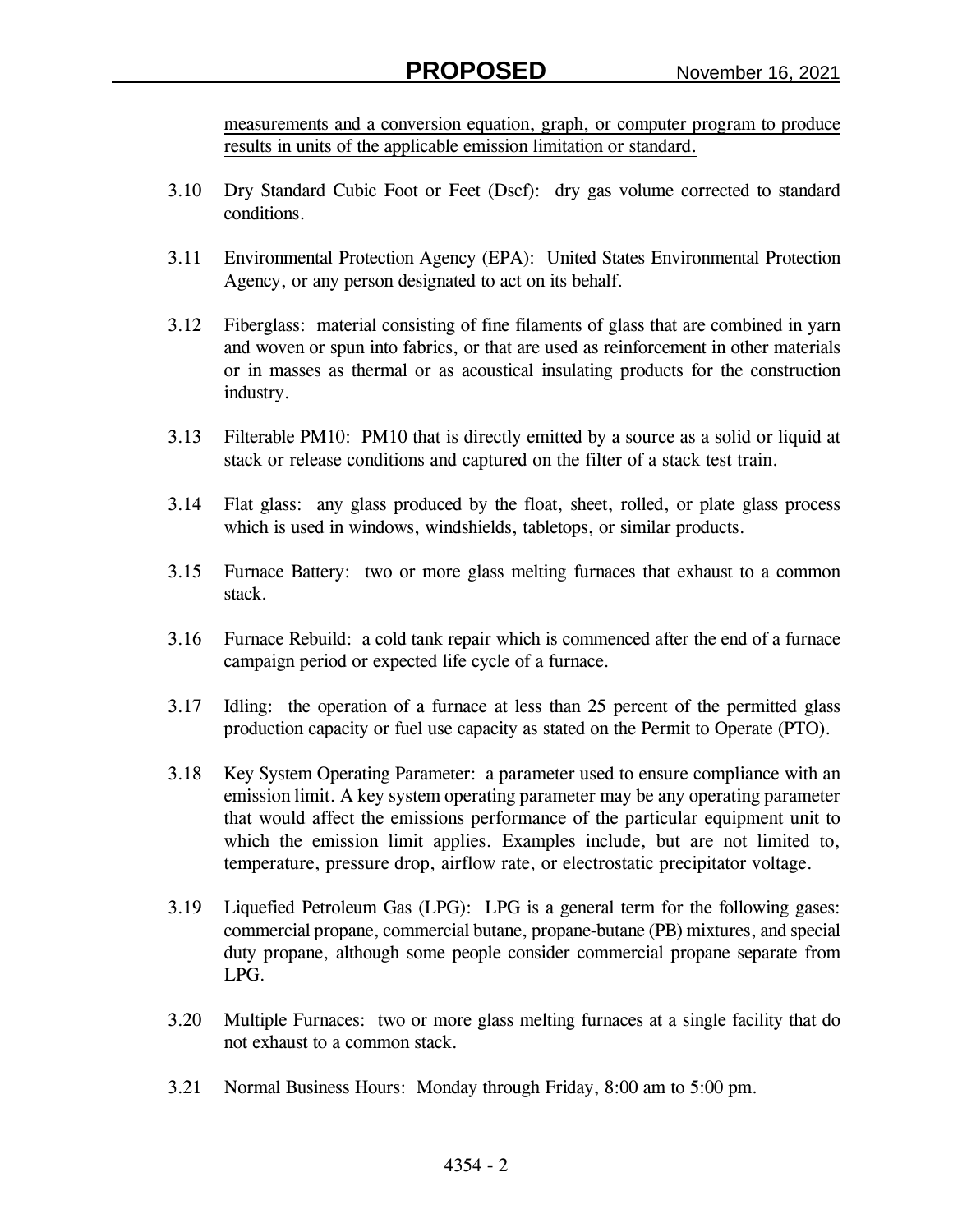measurements and a conversion equation, graph, or computer program to produce results in units of the applicable emission limitation or standard.

3.10 Dry Standard Cubic Foot or Feet (Dscf): dry gas volume corrected to standard conditions.

3.11 Environmental Protection Agency (EPA): United States Environmental Protection Agency, or any person designated to act on its behalf.

3.12 Fiberglass: material consisting of fine filaments of glass that are combined in yarn and woven or spun into fabrics, or that are used as reinforcement in other materials or in masses as thermal or as acoustical insulating products for the construction industry.

3.13 Filterable PM10: PM10 that is directly emitted by a source as a solid or liquid at stack or release conditions and captured on the filter of a stack test train.

3.14 Flat glass: any glass produced by the float, sheet, rolled, or plate glass process which is used in windows, windshields, tabletops, or similar products.

3.15 Furnace Battery: two or more glass melting furnaces that exhaust to a common stack.

3.16 Furnace Rebuild: a cold tank repair which is commenced after the end of a furnace campaign period or expected life cycle of a furnace.

3.17 Idling: the operation of a furnace at less than 25 percent of the permitted glass production capacity or fuel use capacity as stated on the Permit to Operate (PTO).

3.18 Key System Operating Parameter: a parameter used to ensure compliance with an emission limit. A key system operating parameter may be any operating parameter that would affect the emissions performance of the particular equipment unit to which the emission limit applies. Examples include, but are not limited to, temperature, pressure drop, airflow rate, or electrostatic precipitator voltage.

3.19 Liquefied Petroleum Gas (LPG): LPG is a general term for the following gases: commercial propane, commercial butane, propane-butane (PB) mixtures, and special duty propane, although some people consider commercial propane separate from LPG.

3.20 Multiple Furnaces: two or more glass melting furnaces at a single facility that do not exhaust to a common stack.

3.21 Normal Business Hours: Monday through Friday, 8:00 am to 5:00 pm.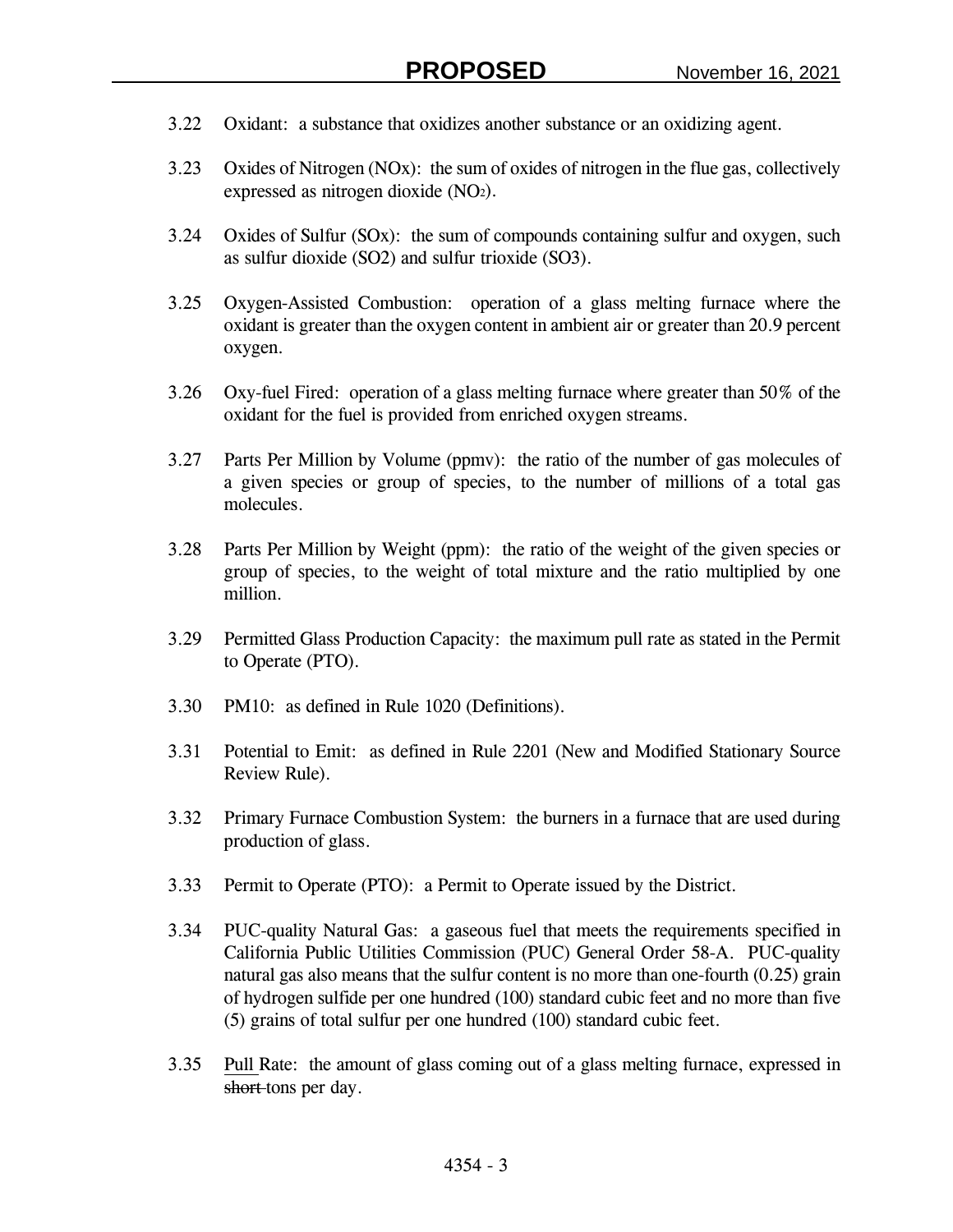3.22 Oxidant: a substance that oxidizes another substance or an oxidizing agent.

3.23 Oxides of Nitrogen (NOx): the sum of oxides of nitrogen in the flue gas, collectively expressed as nitrogen dioxide ($NO_2$).

3.24 Oxides of Sulfur (SOx): the sum of compounds containing sulfur and oxygen, such as sulfur dioxide (SO2) and sulfur trioxide (SO3).

3.25 Oxygen-Assisted Combustion: operation of a glass melting furnace where the oxidant is greater than the oxygen content in ambient air or greater than 20.9 percent oxygen.

3.26 Oxy-fuel Fired: operation of a glass melting furnace where greater than 50% of the oxidant for the fuel is provided from enriched oxygen streams.

3.27 Parts Per Million by Volume (ppmv): the ratio of the number of gas molecules of a given species or group of species, to the number of millions of a total gas molecules.

3.28 Parts Per Million by Weight (ppm): the ratio of the weight of the given species or group of species, to the weight of total mixture and the ratio multiplied by one million.

3.29 Permitted Glass Production Capacity: the maximum pull rate as stated in the Permit to Operate (PTO).

3.30 PM10: as defined in Rule 1020 (Definitions).

3.31 Potential to Emit: as defined in Rule 2201 (New and Modified Stationary Source Review Rule).

3.32 Primary Furnace Combustion System: the burners in a furnace that are used during production of glass.

3.33 Permit to Operate (PTO): a Permit to Operate issued by the District.

3.34 PUC-quality Natural Gas: a gaseous fuel that meets the requirements specified in California Public Utilities Commission (PUC) General Order 58-A. PUC-quality natural gas also means that the sulfur content is no more than one-fourth (0.25) grain of hydrogen sulfide per one hundred (100) standard cubic feet and no more than five (5) grains of total sulfur per one hundred (100) standard cubic feet.

3.35 Pull Rate: the amount of glass coming out of a glass melting furnace, expressed in ~~short~~ tons per day.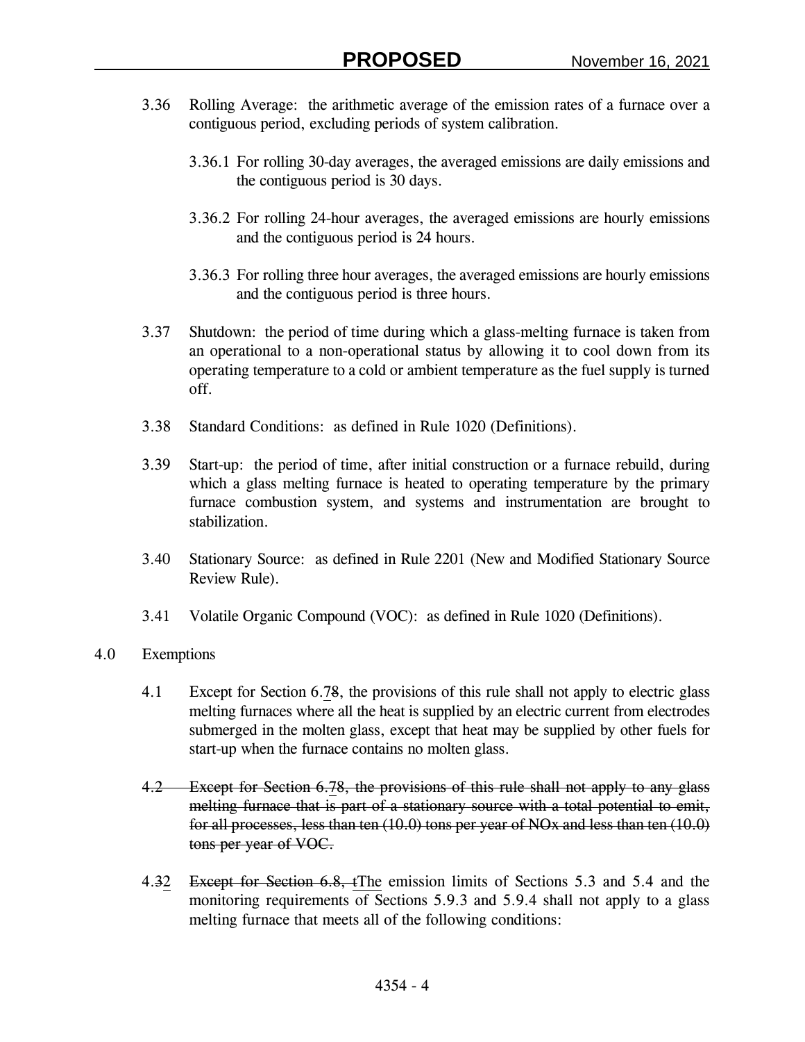3.36 Rolling Average: the arithmetic average of the emission rates of a furnace over a contiguous period, excluding periods of system calibration.

3.36.1 For rolling 30-day averages, the averaged emissions are daily emissions and the contiguous period is 30 days.

3.36.2 For rolling 24-hour averages, the averaged emissions are hourly emissions and the contiguous period is 24 hours.

3.36.3 For rolling three hour averages, the averaged emissions are hourly emissions and the contiguous period is three hours.

3.37 Shutdown: the period of time during which a glass-melting furnace is taken from an operational to a non-operational status by allowing it to cool down from its operating temperature to a cold or ambient temperature as the fuel supply is turned off.

3.38 Standard Conditions: as defined in Rule 1020 (Definitions).

3.39 Start-up: the period of time, after initial construction or a furnace rebuild, during which a glass melting furnace is heated to operating temperature by the primary furnace combustion system, and systems and instrumentation are brought to stabilization.

3.40 Stationary Source: as defined in Rule 2201 (New and Modified Stationary Source Review Rule).

3.41 Volatile Organic Compound (VOC): as defined in Rule 1020 (Definitions).

4.0 Exemptions

4.1 Except for Section 6.7~~8~~, the provisions of this rule shall not apply to electric glass melting furnaces where all the heat is supplied by an electric current from electrodes submerged in the molten glass, except that heat may be supplied by other fuels for start-up when the furnace contains no molten glass.

~~4.2 Except for Section 6.78, the provisions of this rule shall not apply to any glass melting furnace that is part of a stationary source with a total potential to emit, for all processes, less than ten (10.0) tons per year of NOx and less than ten (10.0) tons per year of VOC.~~

4.~~3~~2 ~~Except for Section 6.8, t~~The emission limits of Sections 5.3 and 5.4 and the monitoring requirements of Sections 5.9.3 and 5.9.4 shall not apply to a glass melting furnace that meets all of the following conditions: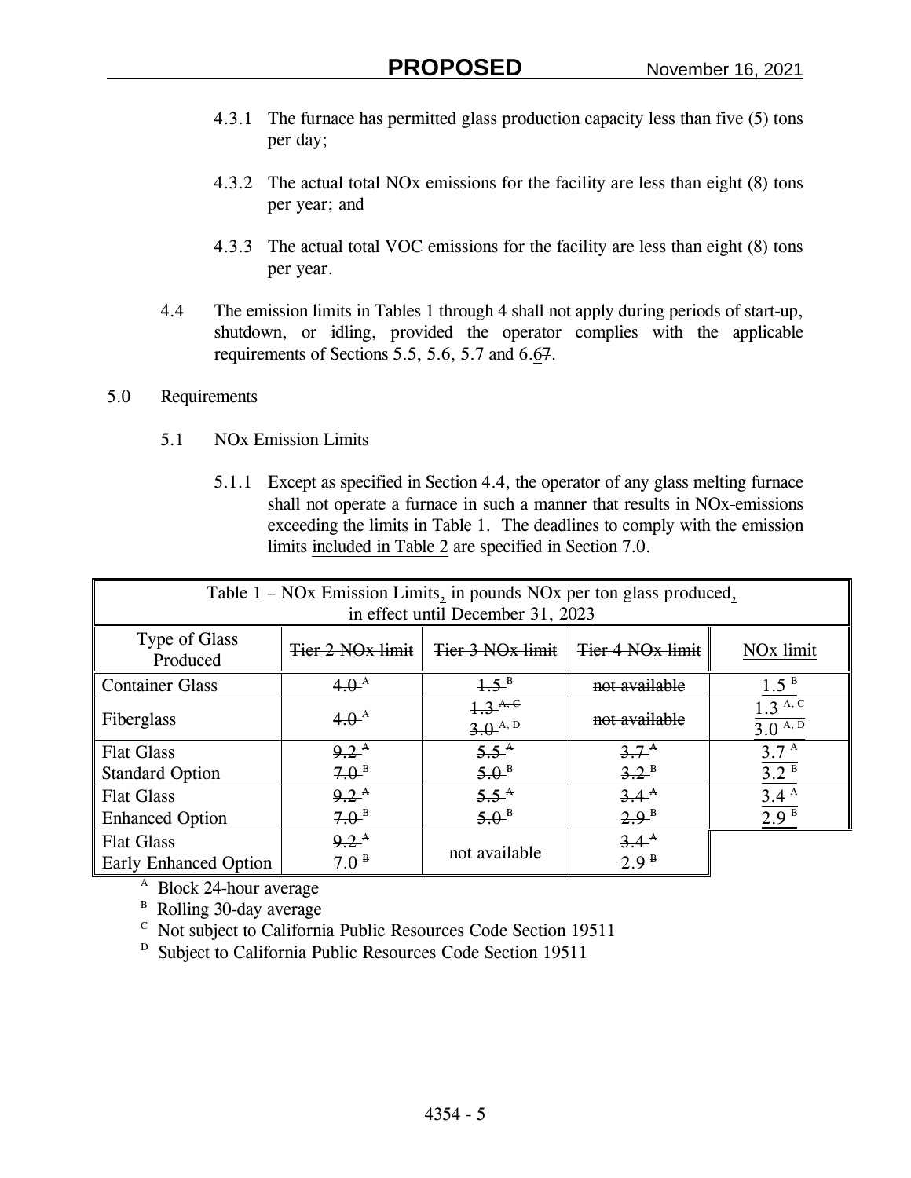4.3.1 The furnace has permitted glass production capacity less than five (5) tons per day;

4.3.2 The actual total NOx emissions for the facility are less than eight (8) tons per year; and

4.3.3 The actual total VOC emissions for the facility are less than eight (8) tons per year.

4.4 The emission limits in Tables 1 through 4 shall not apply during periods of start-up, shutdown, or idling, provided the operator complies with the applicable requirements of Sections 5.5, 5.6, 5.7 and 6.~~7~~6.

5.0 Requirements

5.1 NOx Emission Limits

5.1.1 Except as specified in Section 4.4, the operator of any glass melting furnace shall not operate a furnace in such a manner that results in NOx ~~-~~emissions exceeding the limits in Table 1. The deadlines to comply with the emission limits included in Table 2 are specified in Section 7.0.

Table 1 – NOx Emission Limits, in pounds NOx per ton glass produced, in effect until December 31, 2023

| Type of Glass Produced | ~~Tier 2 NOx limit~~ | ~~Tier 3 NOx limit~~ | ~~Tier 4 NOx limit~~ | NOx limit |
|---|---|---|---|---|
| Container Glass | ~~4.0 [A]~~ | ~~1.5 [B]~~ | ~~not available~~ | 1.5 [B] |
| Fiberglass | ~~4.0 [A]~~ | ~~1.3 [A, C]~~<br>~~3.0 [A, D]~~ | ~~not available~~ | 1.3 [A, C]<br>3.0 [A, D] |
| Flat Glass<br>Standard Option | ~~9.2 [A]~~<br>~~7.0 [B]~~ | ~~5.5 [A]~~<br>~~5.0 [B]~~ | ~~3.7 [A]~~<br>~~3.2 [B]~~ | 3.7 [A]<br>3.2 [B] |
| Flat Glass<br>Enhanced Option | ~~9.2 [A]~~<br>~~7.0 [B]~~ | ~~5.5 [A]~~<br>~~5.0 [B]~~ | ~~3.4 [A]~~<br>~~2.9 [B]~~ | 3.4 [A]<br>2.9 [B] |
| Flat Glass<br>Early Enhanced Option | ~~9.2 [A]~~<br>~~7.0 [B]~~ | ~~not available~~ | ~~3.4 [A]~~<br>~~2.9 [B]~~ | |

[A] Block 24-hour average
[B] Rolling 30-day average
[C] Not subject to California Public Resources Code Section 19511
[D] Subject to California Public Resources Code Section 19511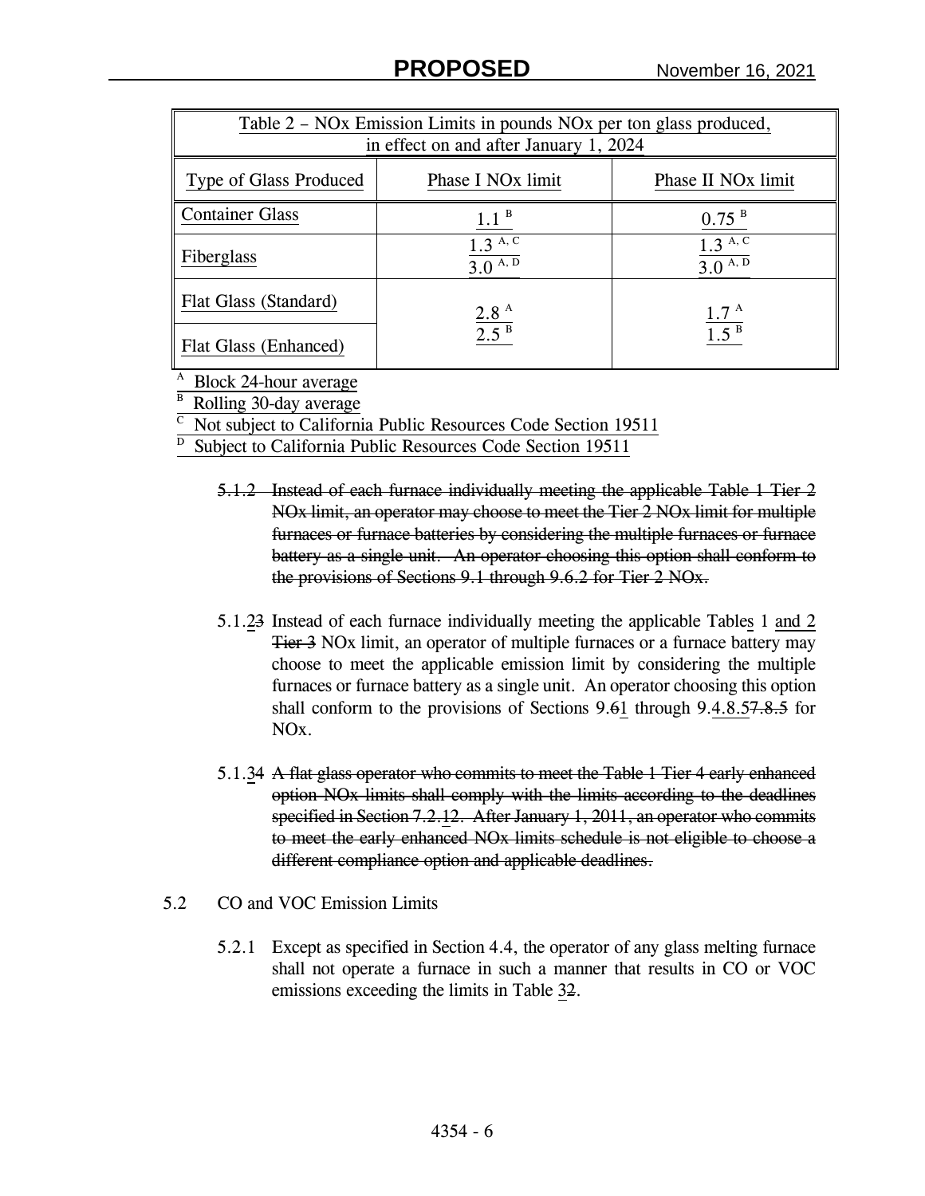| Table 2 – NOx Emission Limits in pounds NOx per ton glass produced, in effect on and after January 1, 2024 | | |
|---|---|---|
| Type of Glass Produced | Phase I NOx limit | Phase II NOx limit |
| Container Glass | 1.1 [B] | 0.75 [B] |
| Fiberglass | 1.3 [A, C]<br>3.0 [A, D] | 1.3 [A, C]<br>3.0 [A, D] |
| Flat Glass (Standard) | 2.8 [A] | 1.7 [A] |
| Flat Glass (Enhanced) | 2.5 [B] | 1.5 [B] |

[A] Block 24-hour average
[B] Rolling 30-day average
[C] Not subject to California Public Resources Code Section 19511
[D] Subject to California Public Resources Code Section 19511

~~5.1.2 Instead of each furnace individually meeting the applicable Table 1 Tier 2 NOx limit, an operator may choose to meet the Tier 2 NOx limit for multiple furnaces or furnace batteries by considering the multiple furnaces or furnace battery as a single unit. An operator choosing this option shall conform to the provisions of Sections 9.1 through 9.6.2 for Tier 2 NOx.~~

5.1.2~~3~~ Instead of each furnace individually meeting the applicable Tables 1 and 2 ~~Tier 3~~ NOx limit, an operator of multiple furnaces or a furnace battery may choose to meet the applicable emission limit by considering the multiple furnaces or furnace battery as a single unit. An operator choosing this option shall conform to the provisions of Sections 9.~~6~~1 through 9.4.8.5~~7.8.5~~ for NOx.

5.1.3~~4~~ ~~A flat glass operator who commits to meet the Table 1 Tier 4 early enhanced option NOx limits shall comply with the limits according to the deadlines specified in Section 7.2.12. After January 1, 2011, an operator who commits to meet the early enhanced NOx limits schedule is not eligible to choose a different compliance option and applicable deadlines.~~

5.2 CO and VOC Emission Limits

5.2.1 Except as specified in Section 4.4, the operator of any glass melting furnace shall not operate a furnace in such a manner that results in CO or VOC emissions exceeding the limits in Table 3~~2~~.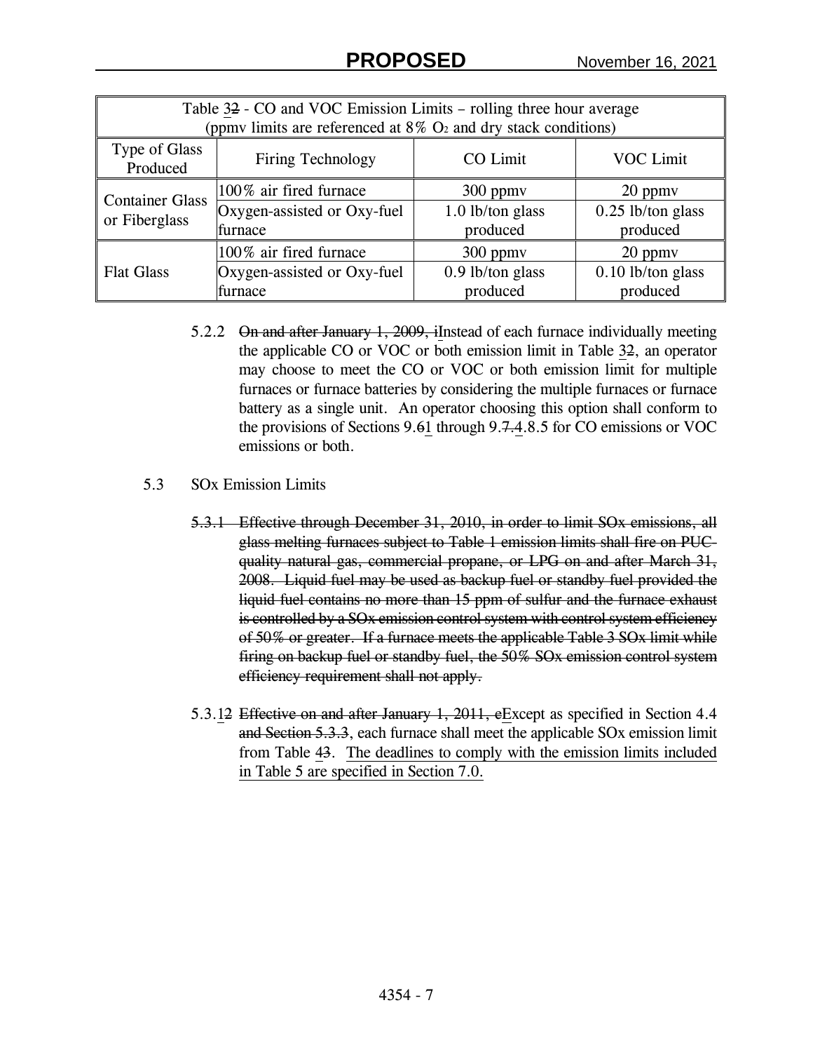| Table ~~2~~ 3 - CO and VOC Emission Limits – rolling three hour average (ppmv limits are referenced at 8% $O_2$ and dry stack conditions) | | | |
|---|---|---|---|
| Type of Glass Produced | Firing Technology | CO Limit | VOC Limit |
| Container Glass or Fiberglass | 100% air fired furnace | 300 ppmv | 20 ppmv |
| | Oxygen-assisted or Oxy-fuel furnace | 1.0 lb/ton glass produced | 0.25 lb/ton glass produced |
| Flat Glass | 100% air fired furnace | 300 ppmv | 20 ppmv |
| | Oxygen-assisted or Oxy-fuel furnace | 0.9 lb/ton glass produced | 0.10 lb/ton glass produced |

5.2.2 ~~On and after January 1, 2009, i~~Instead of each furnace individually meeting the applicable CO or VOC or both emission limit in Table 3~~2~~, an operator may choose to meet the CO or VOC or both emission limit for multiple furnaces or furnace batteries by considering the multiple furnaces or furnace battery as a single unit. An operator choosing this option shall conform to the provisions of Sections 9.~~6~~1 through 9.~~7.~~4.8.5 for CO emissions or VOC emissions or both.

5.3 SOx Emission Limits

~~5.3.1 Effective through December 31, 2010, in order to limit SOx emissions, all glass melting furnaces subject to Table 1 emission limits shall fire on PUC-quality natural gas, commercial propane, or LPG on and after March 31, 2008. Liquid fuel may be used as backup fuel or standby fuel provided the liquid fuel contains no more than 15 ppm of sulfur and the furnace exhaust is controlled by a SOx emission control system with control system efficiency of 50% or greater. If a furnace meets the applicable Table 3 SOx limit while firing on backup fuel or standby fuel, the 50% SOx emission control system efficiency requirement shall not apply.~~

5.3.1~~2~~ ~~Effective on and after January 1, 2011, e~~Except as specified in Section 4.4 ~~and Section 5.3.3~~, each furnace shall meet the applicable SOx emission limit from Table 4~~3~~. The deadlines to comply with the emission limits included in Table 5 are specified in Section 7.0.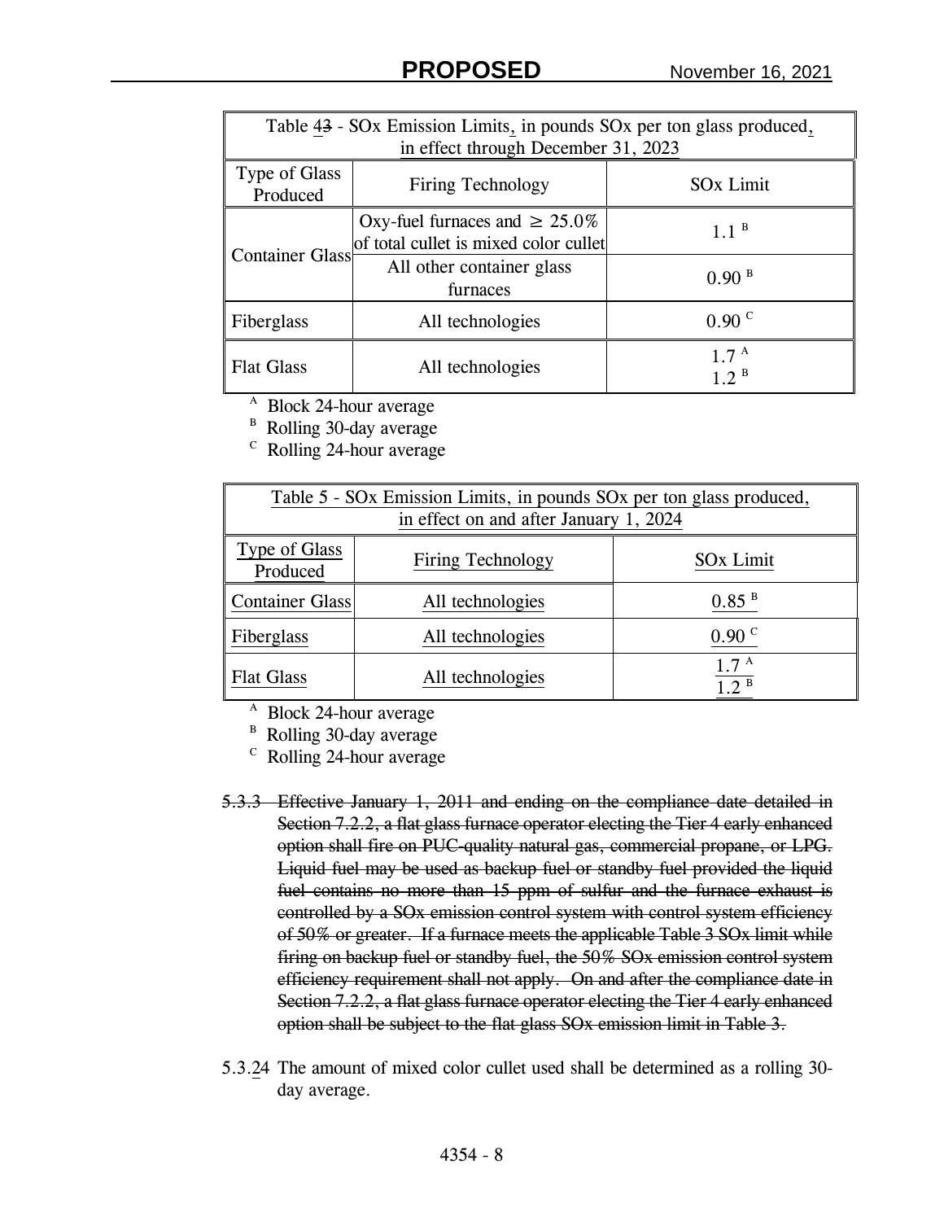Table 4~~3~~ - SOx Emission Limits, in pounds SOx per ton glass produced, in effect through December 31, 2023

| Type of Glass Produced | Firing Technology | SOx Limit |
|---|---|---|
| Container Glass | Oxy-fuel furnaces and ≥ 25.0% of total cullet is mixed color cullet | 1.1 [B] |
| | All other container glass furnaces | 0.90 [B] |
| Fiberglass | All technologies | 0.90 [C] |
| Flat Glass | All technologies | 1.7 [A] 1.2 [B] |

[A] Block 24-hour average
[B] Rolling 30-day average
[C] Rolling 24-hour average

Table 5 - SOx Emission Limits, in pounds SOx per ton glass produced, in effect on and after January 1, 2024

| Type of Glass Produced | Firing Technology | SOx Limit |
|---|---|---|
| Container Glass | All technologies | 0.85 [B] |
| Fiberglass | All technologies | 0.90 [C] |
| Flat Glass | All technologies | 1.7 [A] 1.2 [B] |

[A] Block 24-hour average
[B] Rolling 30-day average
[C] Rolling 24-hour average

~~5.3.3 Effective January 1, 2011 and ending on the compliance date detailed in Section 7.2.2, a flat glass furnace operator electing the Tier 4 early enhanced option shall fire on PUC-quality natural gas, commercial propane, or LPG. Liquid fuel may be used as backup fuel or standby fuel provided the liquid fuel contains no more than 15 ppm of sulfur and the furnace exhaust is controlled by a SOx emission control system with control system efficiency of 50% or greater. If a furnace meets the applicable Table 3 SOx limit while firing on backup fuel or standby fuel, the 50% SOx emission control system efficiency requirement shall not apply. On and after the compliance date in Section 7.2.2, a flat glass furnace operator electing the Tier 4 early enhanced option shall be subject to the flat glass SOx emission limit in Table 3.~~

5.3.2~~4~~ The amount of mixed color cullet used shall be determined as a rolling 30-day average.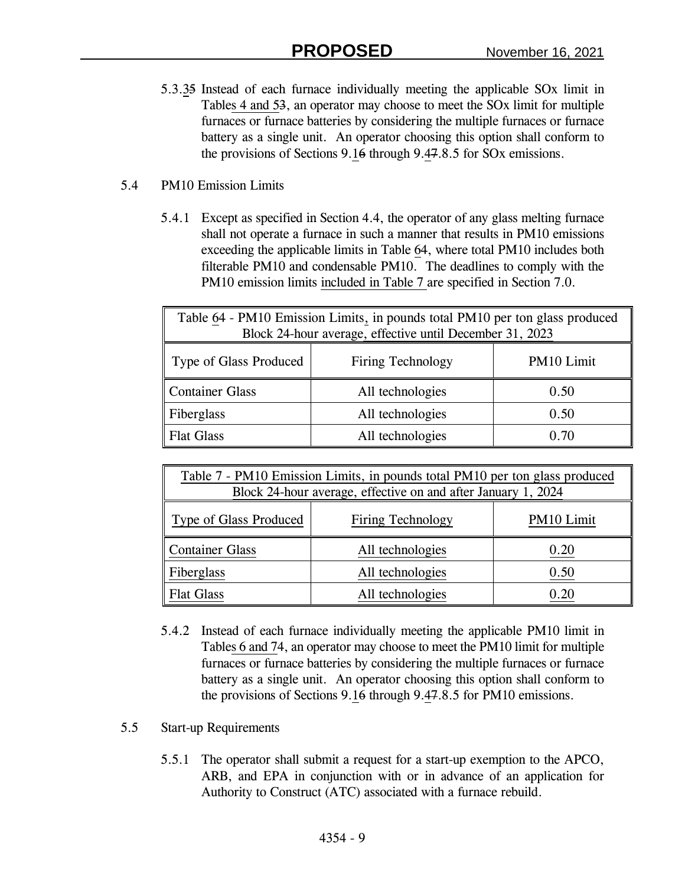5.3.3~~5~~ Instead of each furnace individually meeting the applicable SOx limit in Tables 4 and 5~~3~~, an operator may choose to meet the SOx limit for multiple furnaces or furnace batteries by considering the multiple furnaces or furnace battery as a single unit. An operator choosing this option shall conform to the provisions of Sections 9.1~~6~~ through 9.4~~7~~.8.5 for SOx emissions.

5.4 PM10 Emission Limits

5.4.1 Except as specified in Section 4.4, the operator of any glass melting furnace shall not operate a furnace in such a manner that results in PM10 emissions exceeding the applicable limits in Table 6~~4~~, where total PM10 includes both filterable PM10 and condensable PM10. The deadlines to comply with the PM10 emission limits included in Table 7 are specified in Section 7.0.

| Table 6~~4~~ - PM10 Emission Limits, in pounds total PM10 per ton glass produced Block 24-hour average, effective until December 31, 2023 | | |
|---|---|---|
| Type of Glass Produced | Firing Technology | PM10 Limit |
| Container Glass | All technologies | 0.50 |
| Fiberglass | All technologies | 0.50 |
| Flat Glass | All technologies | 0.70 |

| Table 7 - PM10 Emission Limits, in pounds total PM10 per ton glass produced Block 24-hour average, effective on and after January 1, 2024 | | |
|---|---|---|
| Type of Glass Produced | Firing Technology | PM10 Limit |
| Container Glass | All technologies | 0.20 |
| Fiberglass | All technologies | 0.50 |
| Flat Glass | All technologies | 0.20 |

5.4.2 Instead of each furnace individually meeting the applicable PM10 limit in Tables 6 and 7~~4~~, an operator may choose to meet the PM10 limit for multiple furnaces or furnace batteries by considering the multiple furnaces or furnace battery as a single unit. An operator choosing this option shall conform to the provisions of Sections 9.1~~6~~ through 9.4~~7~~.8.5 for PM10 emissions.

5.5 Start-up Requirements

5.5.1 The operator shall submit a request for a start-up exemption to the APCO, ARB, and EPA in conjunction with or in advance of an application for Authority to Construct (ATC) associated with a furnace rebuild.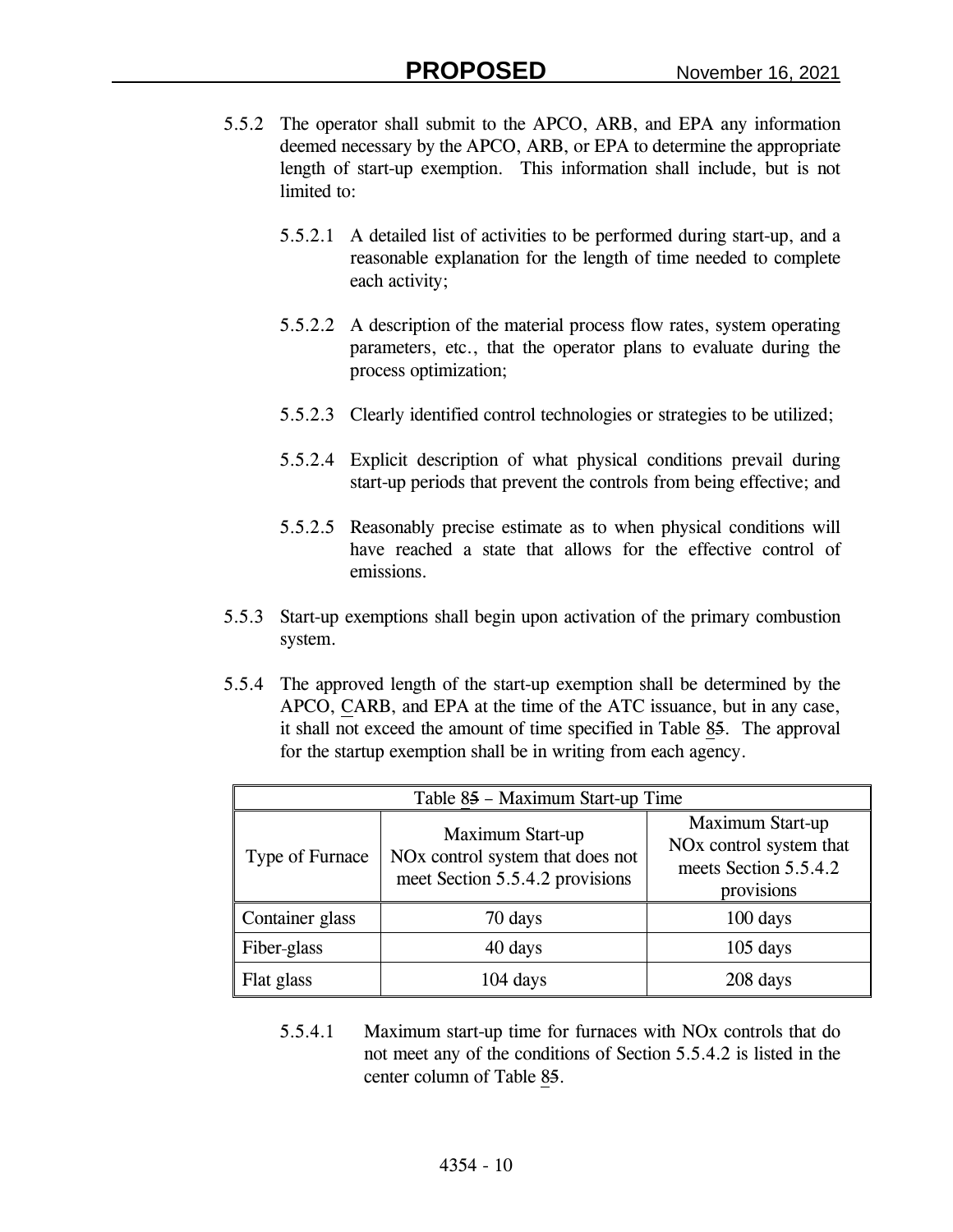5.5.2 The operator shall submit to the APCO, ARB, and EPA any information deemed necessary by the APCO, ARB, or EPA to determine the appropriate length of start-up exemption. This information shall include, but is not limited to:

5.5.2.1 A detailed list of activities to be performed during start-up, and a reasonable explanation for the length of time needed to complete each activity;

5.5.2.2 A description of the material process flow rates, system operating parameters, etc., that the operator plans to evaluate during the process optimization;

5.5.2.3 Clearly identified control technologies or strategies to be utilized;

5.5.2.4 Explicit description of what physical conditions prevail during start-up periods that prevent the controls from being effective; and

5.5.2.5 Reasonably precise estimate as to when physical conditions will have reached a state that allows for the effective control of emissions.

5.5.3 Start-up exemptions shall begin upon activation of the primary combustion system.

5.5.4 The approved length of the start-up exemption shall be determined by the APCO, CARB, and EPA at the time of the ATC issuance, but in any case, it shall not exceed the amount of time specified in Table 85. The approval for the startup exemption shall be in writing from each agency.

| Table 85 – Maximum Start-up Time | | |
|---|---|---|
| Type of Furnace | Maximum Start-up NOx control system that does not meet Section 5.5.4.2 provisions | Maximum Start-up NOx control system that meets Section 5.5.4.2 provisions |
| Container glass | 70 days | 100 days |
| Fiber-glass | 40 days | 105 days |
| Flat glass | 104 days | 208 days |

5.5.4.1 Maximum start-up time for furnaces with NOx controls that do not meet any of the conditions of Section 5.5.4.2 is listed in the center column of Table 85.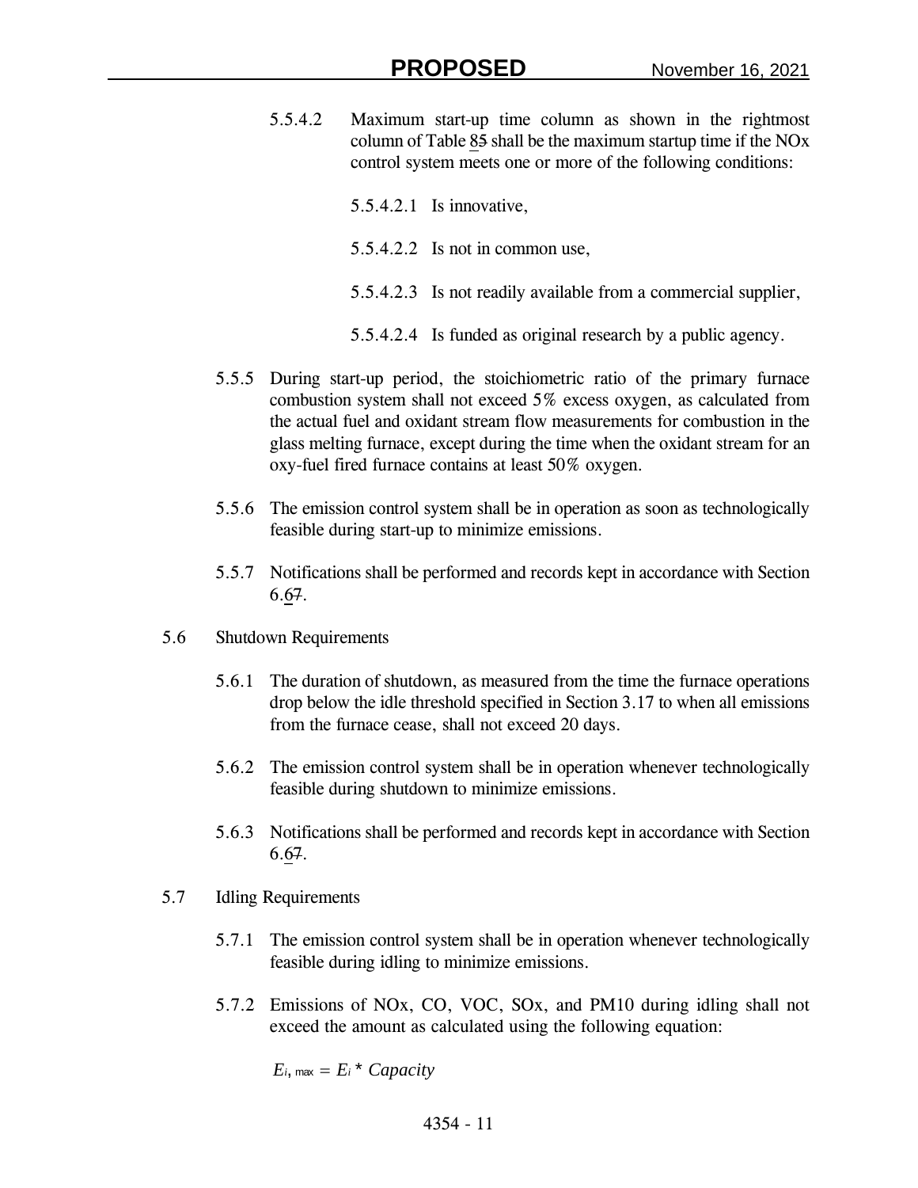5.5.4.2 Maximum start-up time column as shown in the rightmost column of Table 85 shall be the maximum startup time if the NOx control system meets one or more of the following conditions:

5.5.4.2.1 Is innovative,

5.5.4.2.2 Is not in common use,

5.5.4.2.3 Is not readily available from a commercial supplier,

5.5.4.2.4 Is funded as original research by a public agency.

5.5.5 During start-up period, the stoichiometric ratio of the primary furnace combustion system shall not exceed 5% excess oxygen, as calculated from the actual fuel and oxidant stream flow measurements for combustion in the glass melting furnace, except during the time when the oxidant stream for an oxy-fuel fired furnace contains at least 50% oxygen.

5.5.6 The emission control system shall be in operation as soon as technologically feasible during start-up to minimize emissions.

5.5.7 Notifications shall be performed and records kept in accordance with Section 6.67.

5.6 Shutdown Requirements

5.6.1 The duration of shutdown, as measured from the time the furnace operations drop below the idle threshold specified in Section 3.17 to when all emissions from the furnace cease, shall not exceed 20 days.

5.6.2 The emission control system shall be in operation whenever technologically feasible during shutdown to minimize emissions.

5.6.3 Notifications shall be performed and records kept in accordance with Section 6.67.

5.7 Idling Requirements

5.7.1 The emission control system shall be in operation whenever technologically feasible during idling to minimize emissions.

5.7.2 Emissions of NOx, CO, VOC, SOx, and PM10 during idling shall not exceed the amount as calculated using the following equation:

$$E_{i,\max} = E_i * Capacity$$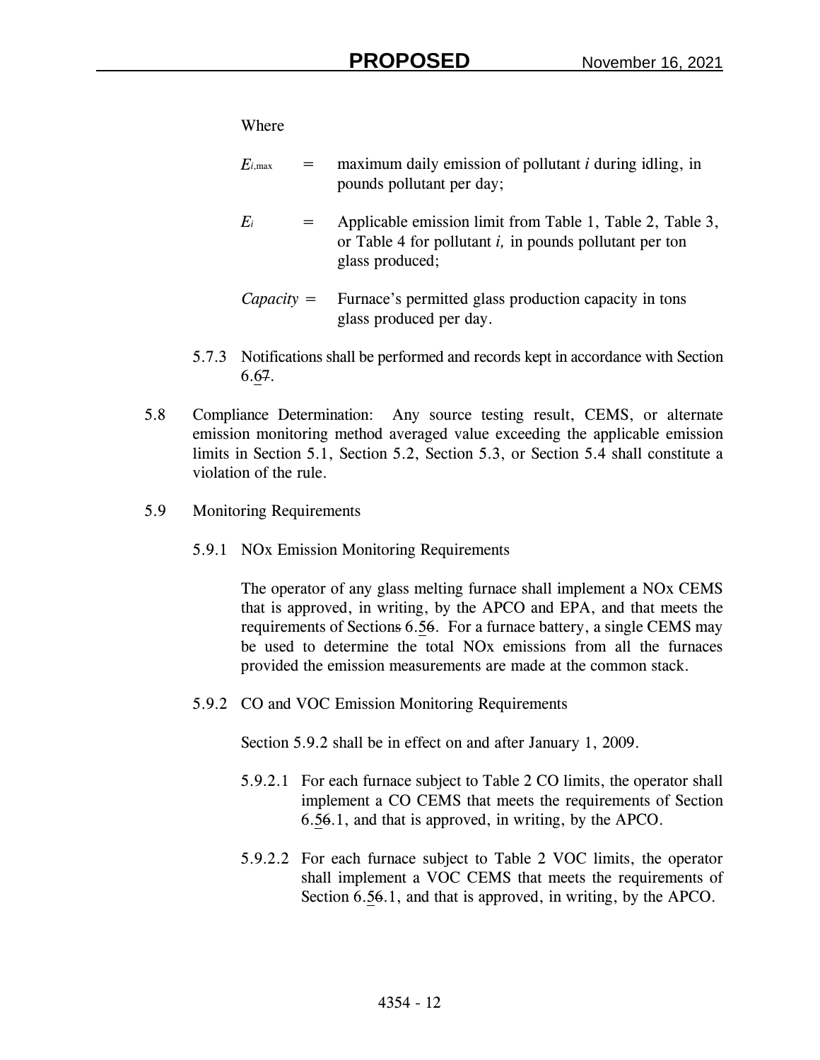Where

$E_{i,\max}$ = maximum daily emission of pollutant *i* during idling, in pounds pollutant per day;

$E_i$ = Applicable emission limit from Table 1, Table 2, Table 3, or Table 4 for pollutant *i,* in pounds pollutant per ton glass produced;

*Capacity* = Furnace's permitted glass production capacity in tons glass produced per day.

5.7.3 Notifications shall be performed and records kept in accordance with Section 6.6~~7~~.

5.8 Compliance Determination: Any source testing result, CEMS, or alternate emission monitoring method averaged value exceeding the applicable emission limits in Section 5.1, Section 5.2, Section 5.3, or Section 5.4 shall constitute a violation of the rule.

5.9 Monitoring Requirements

5.9.1 NOx Emission Monitoring Requirements

The operator of any glass melting furnace shall implement a NOx CEMS that is approved, in writing, by the APCO and EPA, and that meets the requirements of Section~~s~~ 6.5~~6~~. For a furnace battery, a single CEMS may be used to determine the total NOx emissions from all the furnaces provided the emission measurements are made at the common stack.

5.9.2 CO and VOC Emission Monitoring Requirements

Section 5.9.2 shall be in effect on and after January 1, 2009.

5.9.2.1 For each furnace subject to Table 2 CO limits, the operator shall implement a CO CEMS that meets the requirements of Section 6.5~~6~~.1, and that is approved, in writing, by the APCO.

5.9.2.2 For each furnace subject to Table 2 VOC limits, the operator shall implement a VOC CEMS that meets the requirements of Section 6.5~~6~~.1, and that is approved, in writing, by the APCO.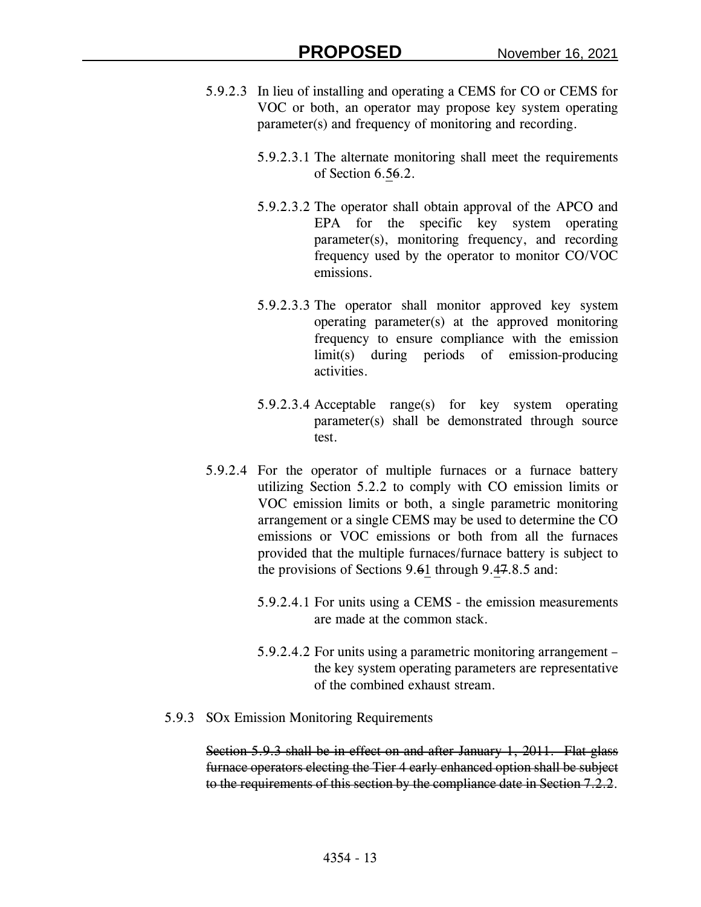5.9.2.3 In lieu of installing and operating a CEMS for CO or CEMS for VOC or both, an operator may propose key system operating parameter(s) and frequency of monitoring and recording.

5.9.2.3.1 The alternate monitoring shall meet the requirements of Section 6.5~~6~~.2.

5.9.2.3.2 The operator shall obtain approval of the APCO and EPA for the specific key system operating parameter(s), monitoring frequency, and recording frequency used by the operator to monitor CO/VOC emissions.

5.9.2.3.3 The operator shall monitor approved key system operating parameter(s) at the approved monitoring frequency to ensure compliance with the emission limit(s) during periods of emission-producing activities.

5.9.2.3.4 Acceptable range(s) for key system operating parameter(s) shall be demonstrated through source test.

5.9.2.4 For the operator of multiple furnaces or a furnace battery utilizing Section 5.2.2 to comply with CO emission limits or VOC emission limits or both, a single parametric monitoring arrangement or a single CEMS may be used to determine the CO emissions or VOC emissions or both from all the furnaces provided that the multiple furnaces/furnace battery is subject to the provisions of Sections 9.~~6~~1 through 9.4~~7~~.8.5 and:

5.9.2.4.1 For units using a CEMS - the emission measurements are made at the common stack.

5.9.2.4.2 For units using a parametric monitoring arrangement – the key system operating parameters are representative of the combined exhaust stream.

5.9.3 SOx Emission Monitoring Requirements

~~Section 5.9.3 shall be in effect on and after January 1, 2011. Flat glass furnace operators electing the Tier 4 early enhanced option shall be subject to the requirements of this section by the compliance date in Section 7.2.2.~~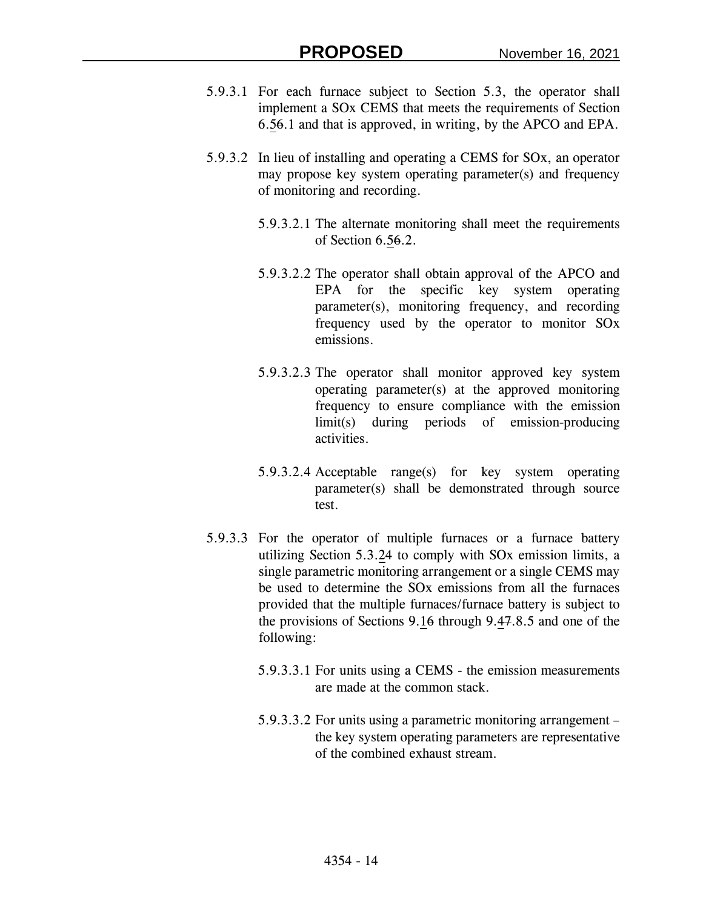5.9.3.1 For each furnace subject to Section 5.3, the operator shall implement a SOx CEMS that meets the requirements of Section 6.56.1 and that is approved, in writing, by the APCO and EPA.

5.9.3.2 In lieu of installing and operating a CEMS for SOx, an operator may propose key system operating parameter(s) and frequency of monitoring and recording.

5.9.3.2.1 The alternate monitoring shall meet the requirements of Section 6.56.2.

5.9.3.2.2 The operator shall obtain approval of the APCO and EPA for the specific key system operating parameter(s), monitoring frequency, and recording frequency used by the operator to monitor SOx emissions.

5.9.3.2.3 The operator shall monitor approved key system operating parameter(s) at the approved monitoring frequency to ensure compliance with the emission limit(s) during periods of emission-producing activities.

5.9.3.2.4 Acceptable range(s) for key system operating parameter(s) shall be demonstrated through source test.

5.9.3.3 For the operator of multiple furnaces or a furnace battery utilizing Section 5.3.24 to comply with SOx emission limits, a single parametric monitoring arrangement or a single CEMS may be used to determine the SOx emissions from all the furnaces provided that the multiple furnaces/furnace battery is subject to the provisions of Sections 9.16 through 9.47.8.5 and one of the following:

5.9.3.3.1 For units using a CEMS - the emission measurements are made at the common stack.

5.9.3.3.2 For units using a parametric monitoring arrangement – the key system operating parameters are representative of the combined exhaust stream.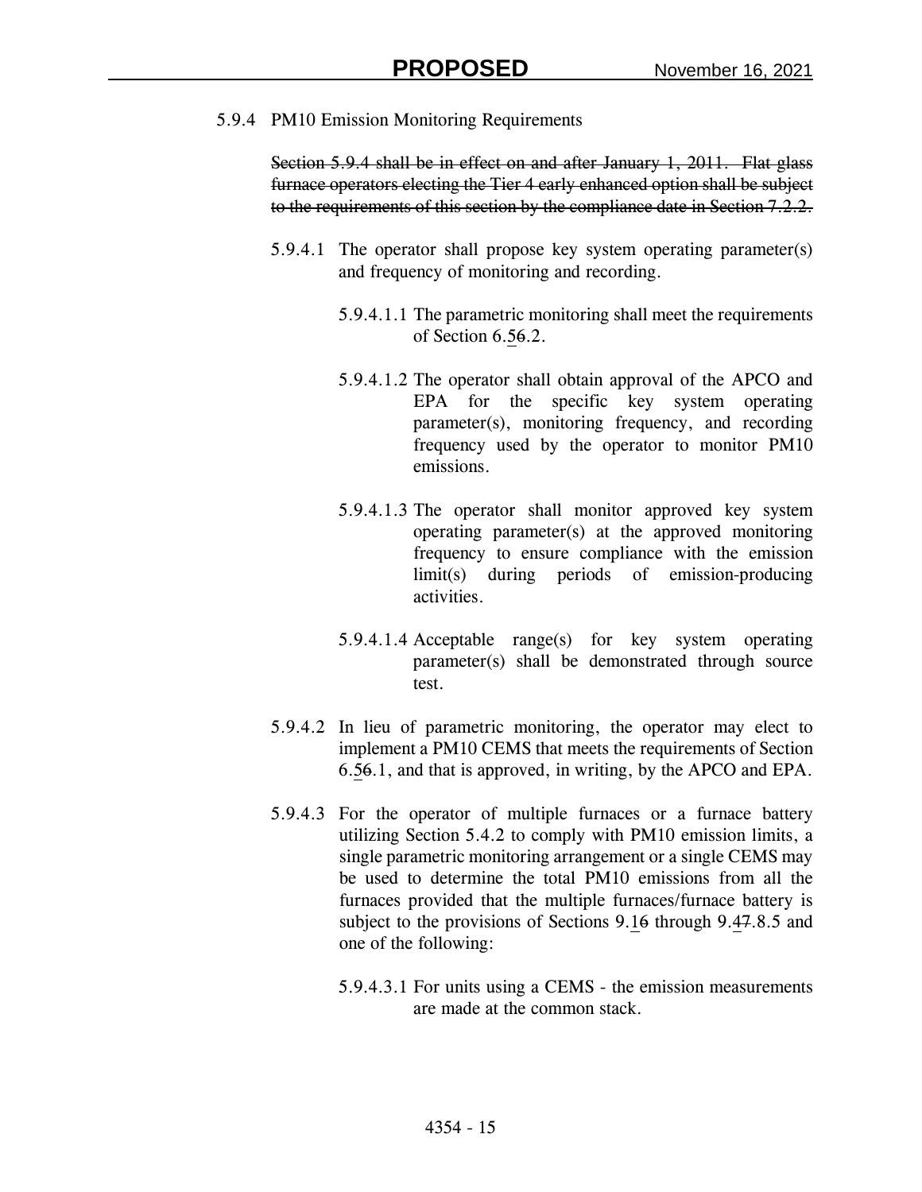5.9.4 PM10 Emission Monitoring Requirements

~~Section 5.9.4 shall be in effect on and after January 1, 2011. Flat glass furnace operators electing the Tier 4 early enhanced option shall be subject to the requirements of this section by the compliance date in Section 7.2.2.~~

5.9.4.1 The operator shall propose key system operating parameter(s) and frequency of monitoring and recording.

5.9.4.1.1 The parametric monitoring shall meet the requirements of Section 6.5~~6~~.2.

5.9.4.1.2 The operator shall obtain approval of the APCO and EPA for the specific key system operating parameter(s), monitoring frequency, and recording frequency used by the operator to monitor PM10 emissions.

5.9.4.1.3 The operator shall monitor approved key system operating parameter(s) at the approved monitoring frequency to ensure compliance with the emission limit(s) during periods of emission-producing activities.

5.9.4.1.4 Acceptable range(s) for key system operating parameter(s) shall be demonstrated through source test.

5.9.4.2 In lieu of parametric monitoring, the operator may elect to implement a PM10 CEMS that meets the requirements of Section 6.5~~6~~.1, and that is approved, in writing, by the APCO and EPA.

5.9.4.3 For the operator of multiple furnaces or a furnace battery utilizing Section 5.4.2 to comply with PM10 emission limits, a single parametric monitoring arrangement or a single CEMS may be used to determine the total PM10 emissions from all the furnaces provided that the multiple furnaces/furnace battery is subject to the provisions of Sections 9.1~~6~~ through 9.4~~7~~.8.5 and one of the following:

5.9.4.3.1 For units using a CEMS - the emission measurements are made at the common stack.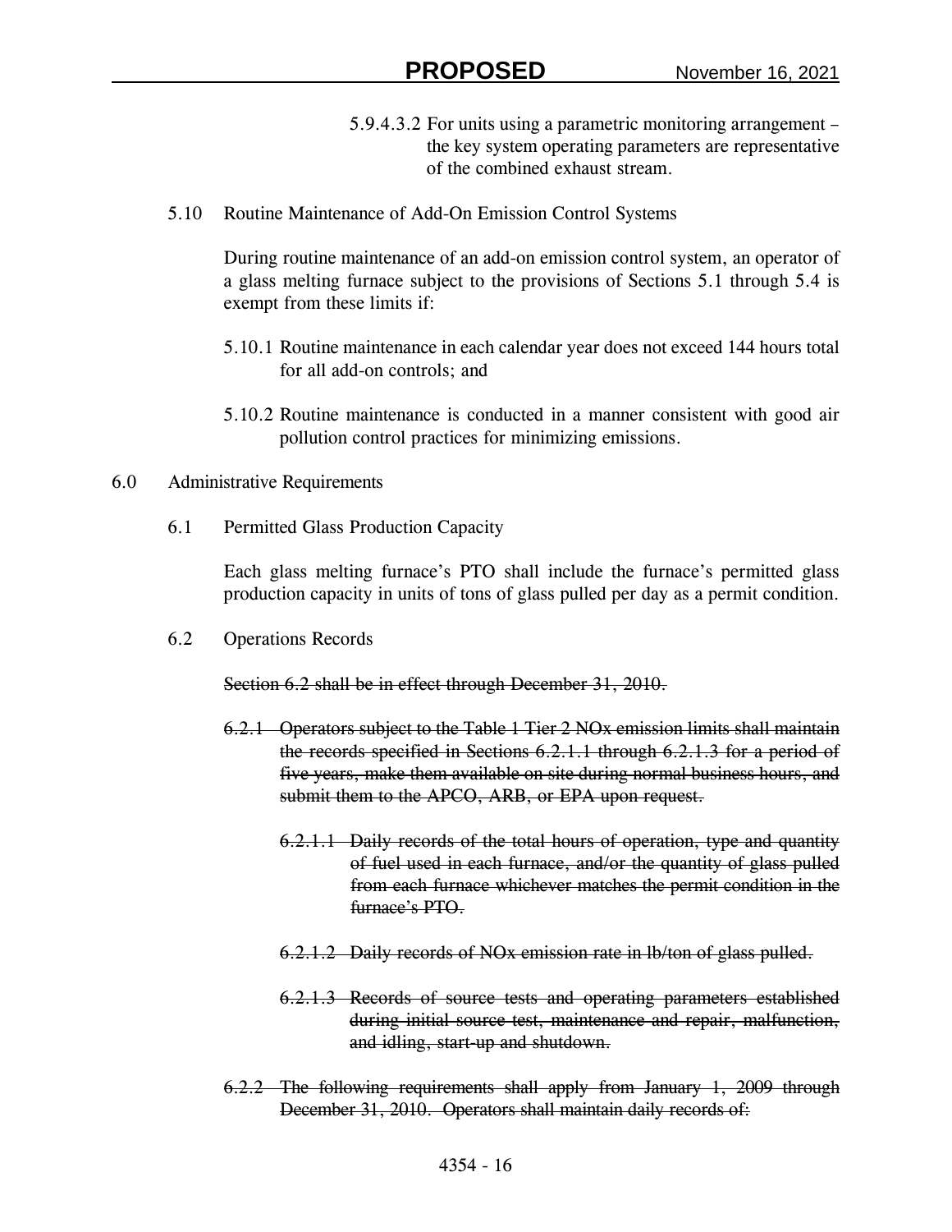5.9.4.3.2 For units using a parametric monitoring arrangement – the key system operating parameters are representative of the combined exhaust stream.

5.10 Routine Maintenance of Add-On Emission Control Systems

During routine maintenance of an add-on emission control system, an operator of a glass melting furnace subject to the provisions of Sections 5.1 through 5.4 is exempt from these limits if:

5.10.1 Routine maintenance in each calendar year does not exceed 144 hours total for all add-on controls; and

5.10.2 Routine maintenance is conducted in a manner consistent with good air pollution control practices for minimizing emissions.

## 6.0 Administrative Requirements

6.1 Permitted Glass Production Capacity

Each glass melting furnace's PTO shall include the furnace's permitted glass production capacity in units of tons of glass pulled per day as a permit condition.

6.2 Operations Records

~~Section 6.2 shall be in effect through December 31, 2010.~~

~~6.2.1 Operators subject to the Table 1 Tier 2 NOx emission limits shall maintain the records specified in Sections 6.2.1.1 through 6.2.1.3 for a period of five years, make them available on site during normal business hours, and submit them to the APCO, ARB, or EPA upon request.~~

~~6.2.1.1 Daily records of the total hours of operation, type and quantity of fuel used in each furnace, and/or the quantity of glass pulled from each furnace whichever matches the permit condition in the furnace's PTO.~~

~~6.2.1.2 Daily records of NOx emission rate in lb/ton of glass pulled.~~

~~6.2.1.3 Records of source tests and operating parameters established during initial source test, maintenance and repair, malfunction, and idling, start-up and shutdown.~~

~~6.2.2 The following requirements shall apply from January 1, 2009 through December 31, 2010. Operators shall maintain daily records of:~~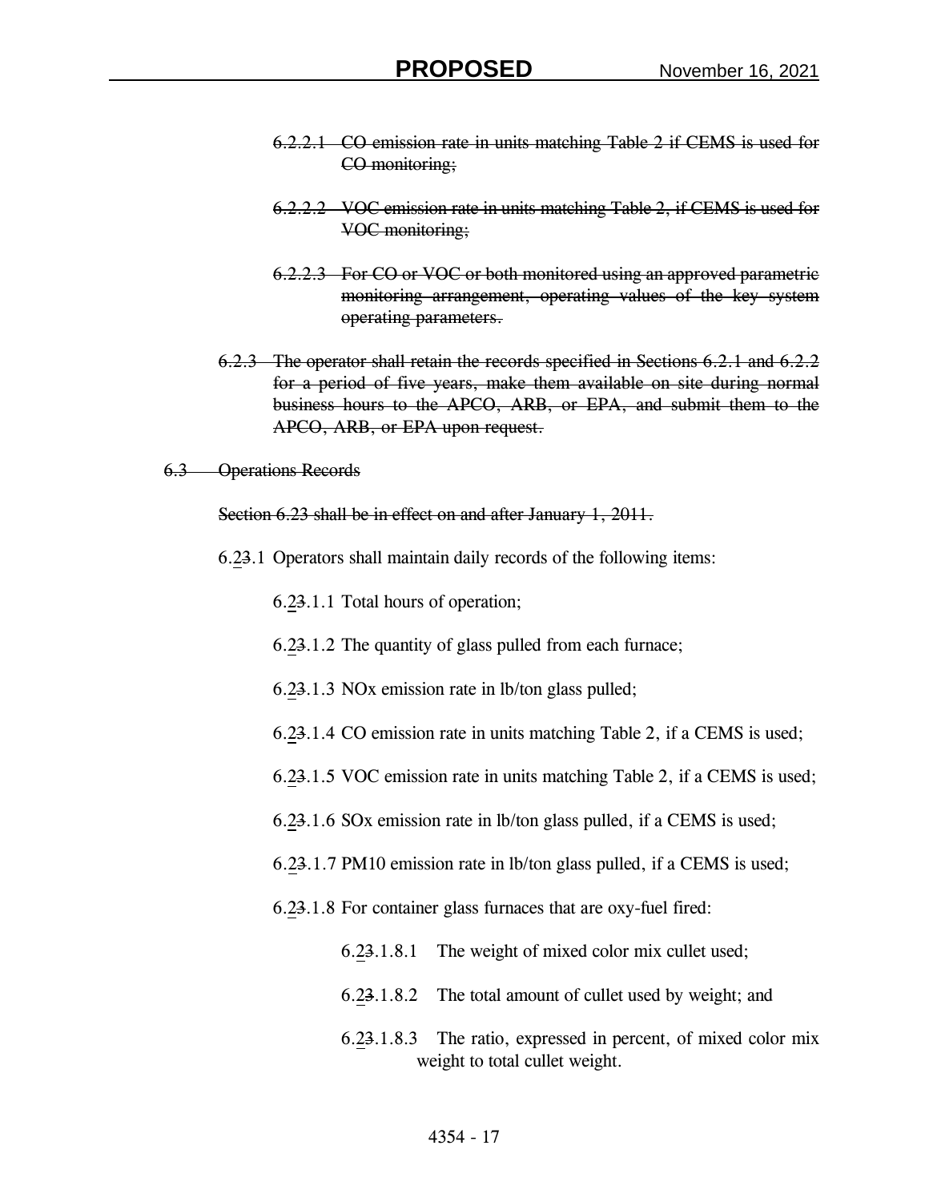~~6.2.2.1 CO emission rate in units matching Table 2 if CEMS is used for CO monitoring;~~

~~6.2.2.2 VOC emission rate in units matching Table 2, if CEMS is used for VOC monitoring;~~

~~6.2.2.3 For CO or VOC or both monitored using an approved parametric monitoring arrangement, operating values of the key system operating parameters.~~

~~6.2.3 The operator shall retain the records specified in Sections 6.2.1 and 6.2.2 for a period of five years, make them available on site during normal business hours to the APCO, ARB, or EPA, and submit them to the APCO, ARB, or EPA upon request.~~

~~6.3 Operations Records~~

~~Section 6.23 shall be in effect on and after January 1, 2011.~~

6.2~~3~~.1 Operators shall maintain daily records of the following items:

6.2~~3~~.1.1 Total hours of operation;

6.2~~3~~.1.2 The quantity of glass pulled from each furnace;

6.2~~3~~.1.3 NOx emission rate in lb/ton glass pulled;

6.2~~3~~.1.4 CO emission rate in units matching Table 2, if a CEMS is used;

6.2~~3~~.1.5 VOC emission rate in units matching Table 2, if a CEMS is used;

6.2~~3~~.1.6 SOx emission rate in lb/ton glass pulled, if a CEMS is used;

6.2~~3~~.1.7 PM10 emission rate in lb/ton glass pulled, if a CEMS is used;

6.2~~3~~.1.8 For container glass furnaces that are oxy-fuel fired:

6.2~~3~~.1.8.1 The weight of mixed color mix cullet used;

6.2~~3~~.1.8.2 The total amount of cullet used by weight; and

6.2~~3~~.1.8.3 The ratio, expressed in percent, of mixed color mix weight to total cullet weight.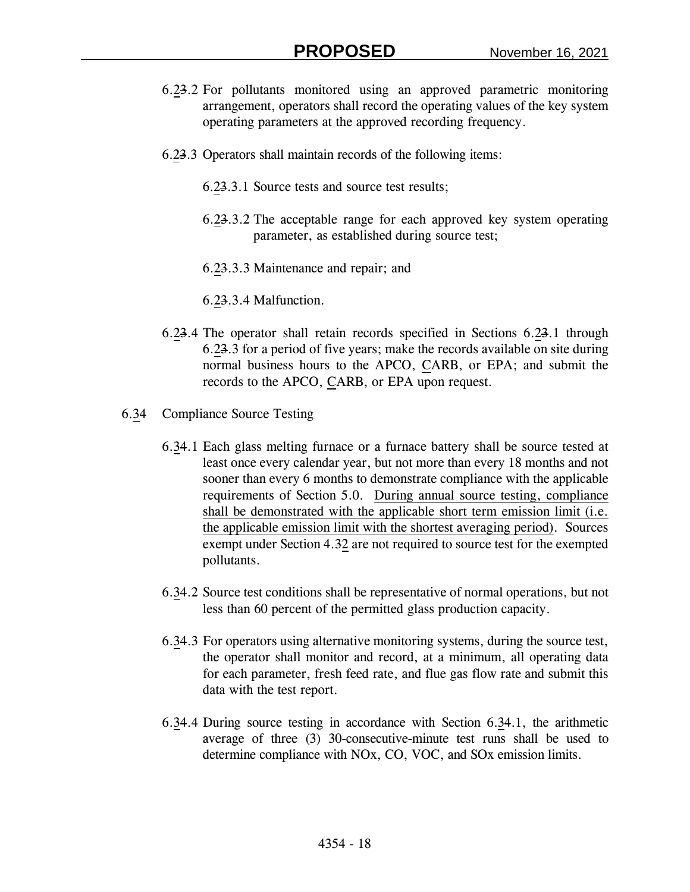6.23.2 For pollutants monitored using an approved parametric monitoring arrangement, operators shall record the operating values of the key system operating parameters at the approved recording frequency.

6.23.3 Operators shall maintain records of the following items:

6.23.3.1 Source tests and source test results;

6.23.3.2 The acceptable range for each approved key system operating parameter, as established during source test;

6.23.3.3 Maintenance and repair; and

6.23.3.4 Malfunction.

6.23.4 The operator shall retain records specified in Sections 6.23.1 through 6.23.3 for a period of five years; make the records available on site during normal business hours to the APCO, CARB, or EPA; and submit the records to the APCO, CARB, or EPA upon request.

6.34 Compliance Source Testing

6.34.1 Each glass melting furnace or a furnace battery shall be source tested at least once every calendar year, but not more than every 18 months and not sooner than every 6 months to demonstrate compliance with the applicable requirements of Section 5.0. During annual source testing, compliance shall be demonstrated with the applicable short term emission limit (i.e. the applicable emission limit with the shortest averaging period). Sources exempt under Section 4.32 are not required to source test for the exempted pollutants.

6.34.2 Source test conditions shall be representative of normal operations, but not less than 60 percent of the permitted glass production capacity.

6.34.3 For operators using alternative monitoring systems, during the source test, the operator shall monitor and record, at a minimum, all operating data for each parameter, fresh feed rate, and flue gas flow rate and submit this data with the test report.

6.34.4 During source testing in accordance with Section 6.34.1, the arithmetic average of three (3) 30-consecutive-minute test runs shall be used to determine compliance with NOx, CO, VOC, and SOx emission limits.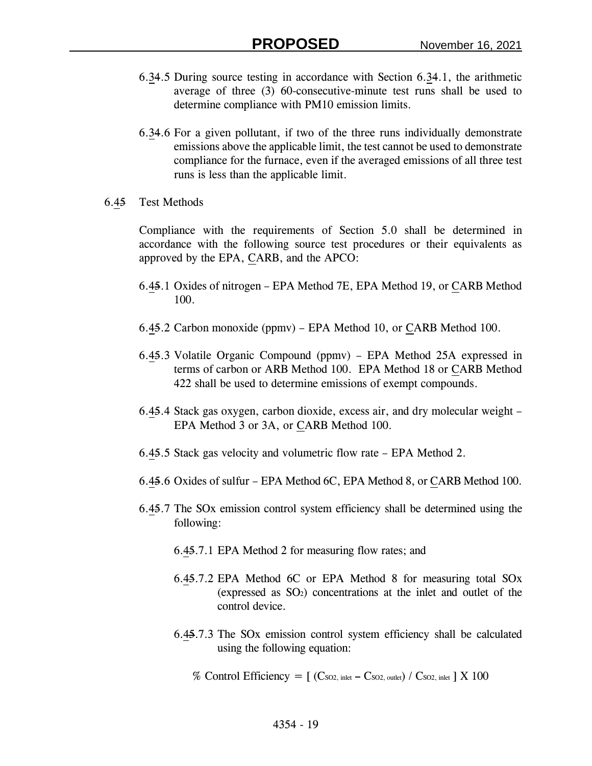6.34.5 During source testing in accordance with Section 6.34.1, the arithmetic average of three (3) 60-consecutive-minute test runs shall be used to determine compliance with PM10 emission limits.

6.34.6 For a given pollutant, if two of the three runs individually demonstrate emissions above the applicable limit, the test cannot be used to demonstrate compliance for the furnace, even if the averaged emissions of all three test runs is less than the applicable limit.

6.45 Test Methods

Compliance with the requirements of Section 5.0 shall be determined in accordance with the following source test procedures or their equivalents as approved by the EPA, CARB, and the APCO:

6.45.1 Oxides of nitrogen – EPA Method 7E, EPA Method 19, or CARB Method 100.

6.45.2 Carbon monoxide (ppmv) – EPA Method 10, or CARB Method 100.

6.45.3 Volatile Organic Compound (ppmv) – EPA Method 25A expressed in terms of carbon or ARB Method 100. EPA Method 18 or CARB Method 422 shall be used to determine emissions of exempt compounds.

6.45.4 Stack gas oxygen, carbon dioxide, excess air, and dry molecular weight – EPA Method 3 or 3A, or CARB Method 100.

6.45.5 Stack gas velocity and volumetric flow rate – EPA Method 2.

6.45.6 Oxides of sulfur – EPA Method 6C, EPA Method 8, or CARB Method 100.

6.45.7 The SOx emission control system efficiency shall be determined using the following:

6.45.7.1 EPA Method 2 for measuring flow rates; and

6.45.7.2 EPA Method 6C or EPA Method 8 for measuring total SOx (expressed as $SO_2$) concentrations at the inlet and outlet of the control device.

6.45.7.3 The SOx emission control system efficiency shall be calculated using the following equation:

$$\% \text{ Control Efficiency} = [\, (C_{SO2,\ inlet} - C_{SO2,\ outlet}) \,/\, C_{SO2,\ inlet}\,] \times 100$$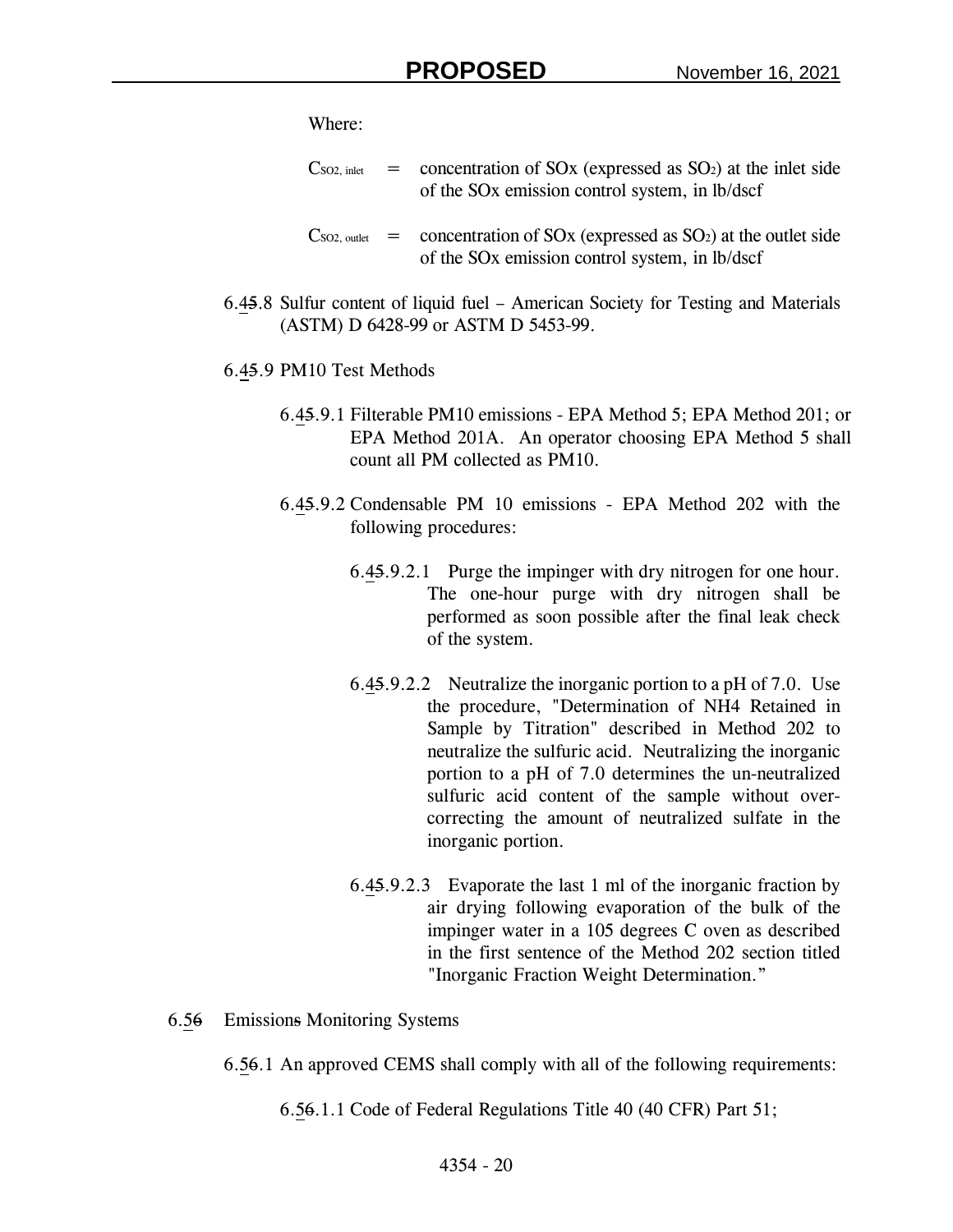Where:

$C_{SO2, inlet}$ = concentration of SOx (expressed as $SO_2$) at the inlet side of the SOx emission control system, in lb/dscf

$C_{SO2, outlet}$ = concentration of SOx (expressed as $SO_2$) at the outlet side of the SOx emission control system, in lb/dscf

6.45.8 Sulfur content of liquid fuel – American Society for Testing and Materials (ASTM) D 6428-99 or ASTM D 5453-99.

6.45.9 PM10 Test Methods

6.45.9.1 Filterable PM10 emissions - EPA Method 5; EPA Method 201; or EPA Method 201A. An operator choosing EPA Method 5 shall count all PM collected as PM10.

6.45.9.2 Condensable PM 10 emissions - EPA Method 202 with the following procedures:

6.45.9.2.1 Purge the impinger with dry nitrogen for one hour. The one-hour purge with dry nitrogen shall be performed as soon possible after the final leak check of the system.

6.45.9.2.2 Neutralize the inorganic portion to a pH of 7.0. Use the procedure, "Determination of NH4 Retained in Sample by Titration" described in Method 202 to neutralize the sulfuric acid. Neutralizing the inorganic portion to a pH of 7.0 determines the un-neutralized sulfuric acid content of the sample without over-correcting the amount of neutralized sulfate in the inorganic portion.

6.45.9.2.3 Evaporate the last 1 ml of the inorganic fraction by air drying following evaporation of the bulk of the impinger water in a 105 degrees C oven as described in the first sentence of the Method 202 section titled "Inorganic Fraction Weight Determination."

6.56 Emissions Monitoring Systems

6.56.1 An approved CEMS shall comply with all of the following requirements:

6.56.1.1 Code of Federal Regulations Title 40 (40 CFR) Part 51;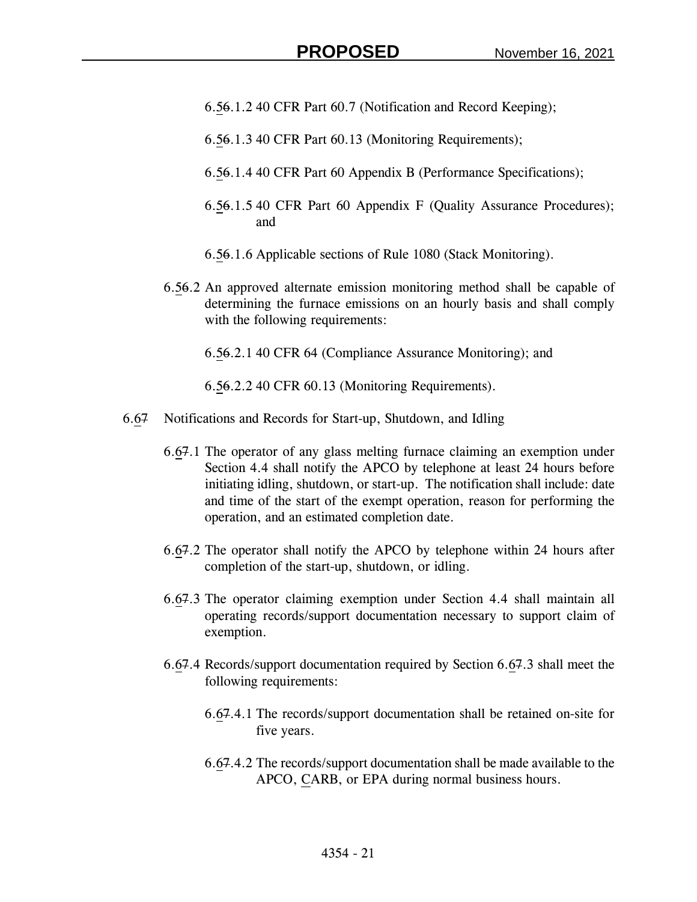6.5~~6~~.1.2 40 CFR Part 60.7 (Notification and Record Keeping);

6.5~~6~~.1.3 40 CFR Part 60.13 (Monitoring Requirements);

6.5~~6~~.1.4 40 CFR Part 60 Appendix B (Performance Specifications);

6.5~~6~~.1.5 40 CFR Part 60 Appendix F (Quality Assurance Procedures); and

6.5~~6~~.1.6 Applicable sections of Rule 1080 (Stack Monitoring).

6.5~~6~~.2 An approved alternate emission monitoring method shall be capable of determining the furnace emissions on an hourly basis and shall comply with the following requirements:

6.5~~6~~.2.1 40 CFR 64 (Compliance Assurance Monitoring); and

6.5~~6~~.2.2 40 CFR 60.13 (Monitoring Requirements).

6.6~~7~~ Notifications and Records for Start-up, Shutdown, and Idling

6.6~~7~~.1 The operator of any glass melting furnace claiming an exemption under Section 4.4 shall notify the APCO by telephone at least 24 hours before initiating idling, shutdown, or start-up. The notification shall include: date and time of the start of the exempt operation, reason for performing the operation, and an estimated completion date.

6.6~~7~~.2 The operator shall notify the APCO by telephone within 24 hours after completion of the start-up, shutdown, or idling.

6.6~~7~~.3 The operator claiming exemption under Section 4.4 shall maintain all operating records/support documentation necessary to support claim of exemption.

6.6~~7~~.4 Records/support documentation required by Section 6.6~~7~~.3 shall meet the following requirements:

6.6~~7~~.4.1 The records/support documentation shall be retained on-site for five years.

6.6~~7~~.4.2 The records/support documentation shall be made available to the APCO, CARB, or EPA during normal business hours.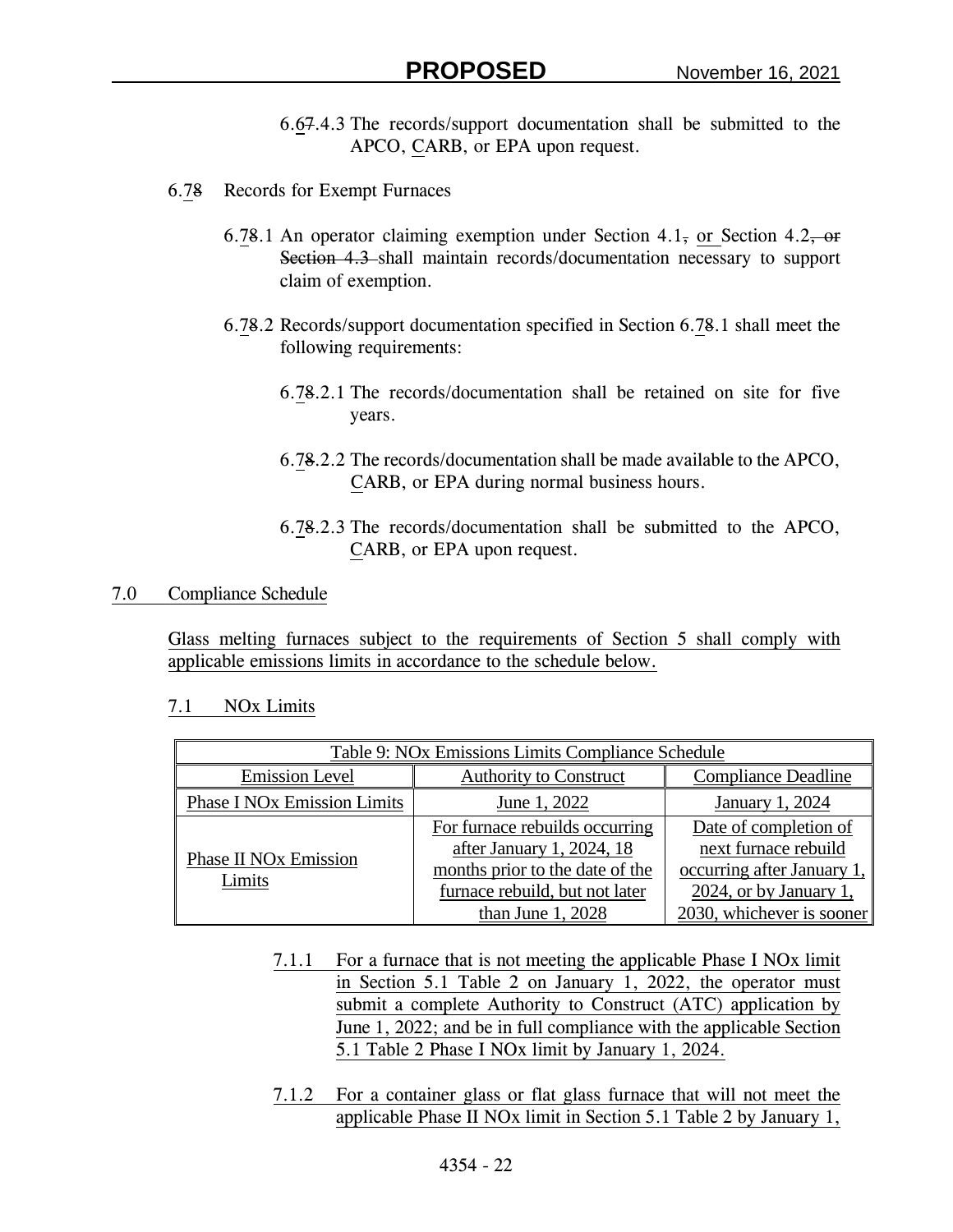6.67.4.3 The records/support documentation shall be submitted to the APCO, CARB, or EPA upon request.

6.78 Records for Exempt Furnaces

6.78.1 An operator claiming exemption under Section 4.1, or Section 4.2, or Section 4.3 shall maintain records/documentation necessary to support claim of exemption.

6.78.2 Records/support documentation specified in Section 6.78.1 shall meet the following requirements:

6.78.2.1 The records/documentation shall be retained on site for five years.

6.78.2.2 The records/documentation shall be made available to the APCO, CARB, or EPA during normal business hours.

6.78.2.3 The records/documentation shall be submitted to the APCO, CARB, or EPA upon request.

## 7.0 Compliance Schedule

Glass melting furnaces subject to the requirements of Section 5 shall comply with applicable emissions limits in accordance to the schedule below.

### 7.1 NOx Limits

| Table 9: NOx Emissions Limits Compliance Schedule | | |
|---|---|---|
| Emission Level | Authority to Construct | Compliance Deadline |
| Phase I NOx Emission Limits | June 1, 2022 | January 1, 2024 |
| Phase II NOx Emission Limits | For furnace rebuilds occurring after January 1, 2024, 18 months prior to the date of the furnace rebuild, but not later than June 1, 2028 | Date of completion of next furnace rebuild occurring after January 1, 2024, or by January 1, 2030, whichever is sooner |

7.1.1 For a furnace that is not meeting the applicable Phase I NOx limit in Section 5.1 Table 2 on January 1, 2022, the operator must submit a complete Authority to Construct (ATC) application by June 1, 2022; and be in full compliance with the applicable Section 5.1 Table 2 Phase I NOx limit by January 1, 2024.

7.1.2 For a container glass or flat glass furnace that will not meet the applicable Phase II NOx limit in Section 5.1 Table 2 by January 1,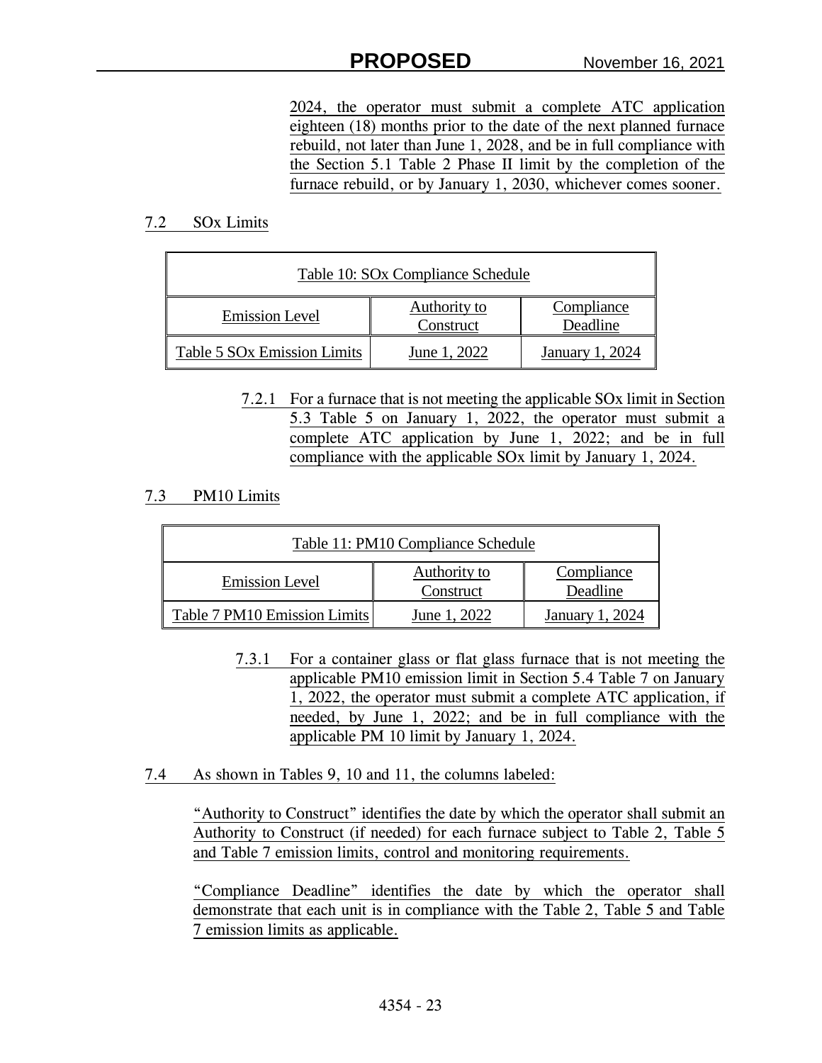2024, the operator must submit a complete ATC application eighteen (18) months prior to the date of the next planned furnace rebuild, not later than June 1, 2028, and be in full compliance with the Section 5.1 Table 2 Phase II limit by the completion of the furnace rebuild, or by January 1, 2030, whichever comes sooner.

## 7.2 SOx Limits

| Table 10: SOx Compliance Schedule | | |
|---|---|---|
| Emission Level | Authority to Construct | Compliance Deadline |
| Table 5 SOx Emission Limits | June 1, 2022 | January 1, 2024 |

7.2.1 For a furnace that is not meeting the applicable SOx limit in Section 5.3 Table 5 on January 1, 2022, the operator must submit a complete ATC application by June 1, 2022; and be in full compliance with the applicable SOx limit by January 1, 2024.

## 7.3 PM10 Limits

| Table 11: PM10 Compliance Schedule | | |
|---|---|---|
| Emission Level | Authority to Construct | Compliance Deadline |
| Table 7 PM10 Emission Limits | June 1, 2022 | January 1, 2024 |

7.3.1 For a container glass or flat glass furnace that is not meeting the applicable PM10 emission limit in Section 5.4 Table 7 on January 1, 2022, the operator must submit a complete ATC application, if needed, by June 1, 2022; and be in full compliance with the applicable PM 10 limit by January 1, 2024.

7.4 As shown in Tables 9, 10 and 11, the columns labeled:

"Authority to Construct" identifies the date by which the operator shall submit an Authority to Construct (if needed) for each furnace subject to Table 2, Table 5 and Table 7 emission limits, control and monitoring requirements.

"Compliance Deadline" identifies the date by which the operator shall demonstrate that each unit is in compliance with the Table 2, Table 5 and Table 7 emission limits as applicable.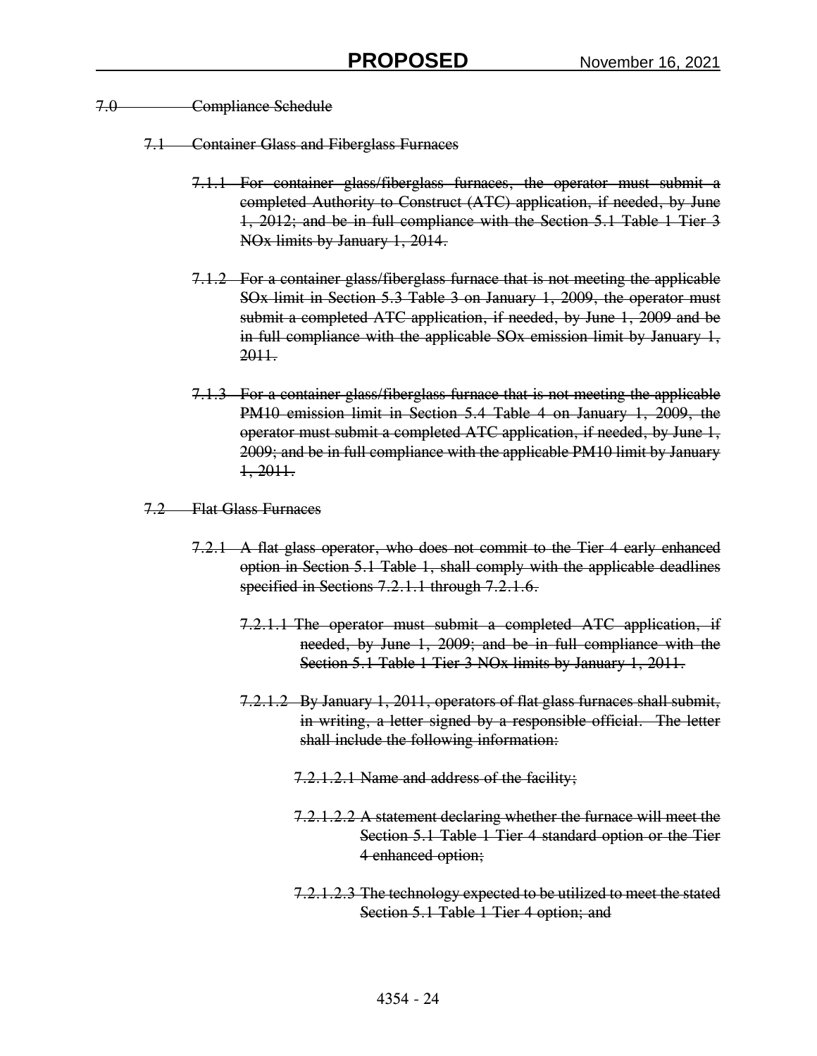~~7.0 Compliance Schedule~~

~~7.1 Container Glass and Fiberglass Furnaces~~

~~7.1.1 For container glass/fiberglass furnaces, the operator must submit a completed Authority to Construct (ATC) application, if needed, by June 1, 2012; and be in full compliance with the Section 5.1 Table 1 Tier 3 NOx limits by January 1, 2014.~~

~~7.1.2 For a container glass/fiberglass furnace that is not meeting the applicable SOx limit in Section 5.3 Table 3 on January 1, 2009, the operator must submit a completed ATC application, if needed, by June 1, 2009 and be in full compliance with the applicable SOx emission limit by January 1, 2011.~~

~~7.1.3 For a container glass/fiberglass furnace that is not meeting the applicable PM10 emission limit in Section 5.4 Table 4 on January 1, 2009, the operator must submit a completed ATC application, if needed, by June 1, 2009; and be in full compliance with the applicable PM10 limit by January 1, 2011.~~

~~7.2 Flat Glass Furnaces~~

~~7.2.1 A flat glass operator, who does not commit to the Tier 4 early enhanced option in Section 5.1 Table 1, shall comply with the applicable deadlines specified in Sections 7.2.1.1 through 7.2.1.6.~~

~~7.2.1.1 The operator must submit a completed ATC application, if needed, by June 1, 2009; and be in full compliance with the Section 5.1 Table 1 Tier 3 NOx limits by January 1, 2011.~~

~~7.2.1.2 By January 1, 2011, operators of flat glass furnaces shall submit, in writing, a letter signed by a responsible official. The letter shall include the following information:~~

~~7.2.1.2.1 Name and address of the facility;~~

~~7.2.1.2.2 A statement declaring whether the furnace will meet the Section 5.1 Table 1 Tier 4 standard option or the Tier 4 enhanced option;~~

~~7.2.1.2.3 The technology expected to be utilized to meet the stated Section 5.1 Table 1 Tier 4 option; and~~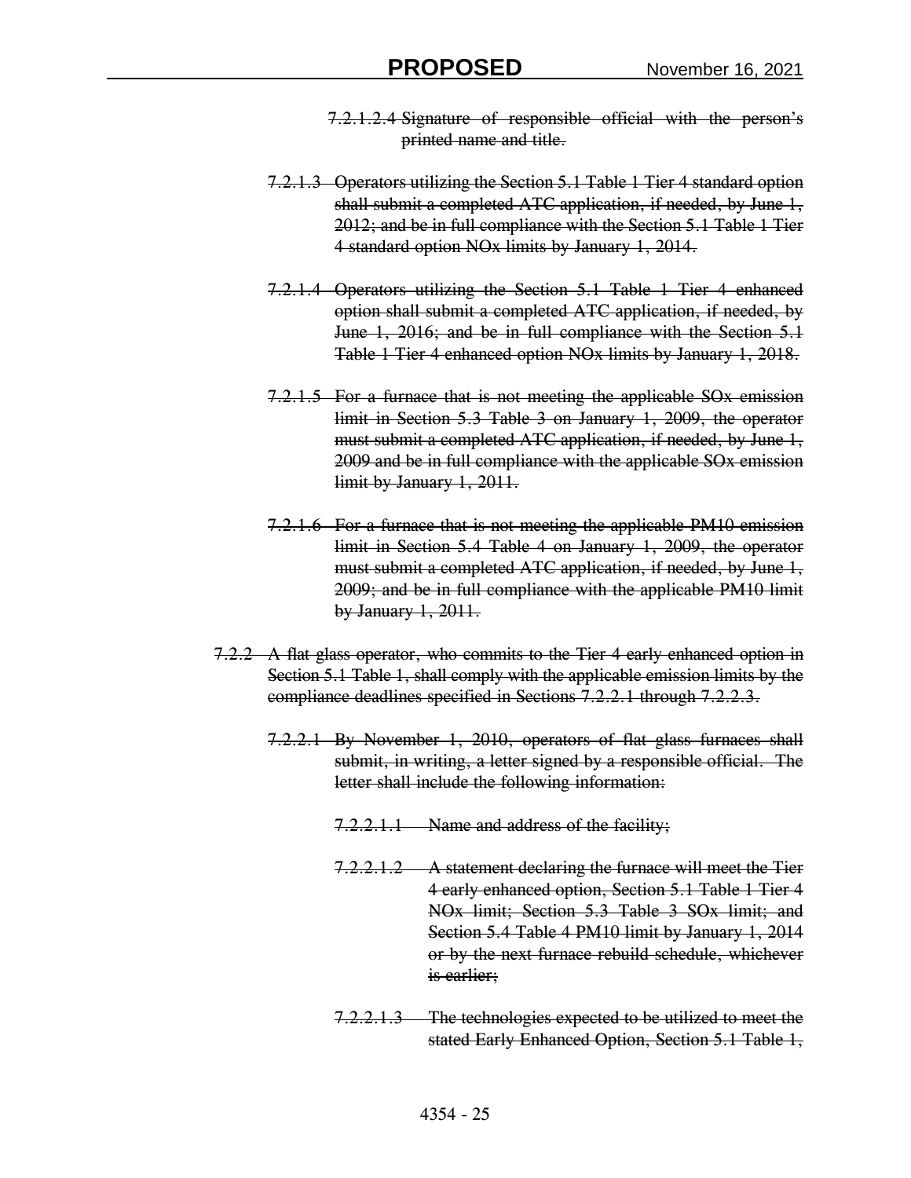~~7.2.1.2.4 Signature of responsible official with the person's printed name and title.~~

~~7.2.1.3 Operators utilizing the Section 5.1 Table 1 Tier 4 standard option shall submit a completed ATC application, if needed, by June 1, 2012; and be in full compliance with the Section 5.1 Table 1 Tier 4 standard option NOx limits by January 1, 2014.~~

~~7.2.1.4 Operators utilizing the Section 5.1 Table 1 Tier 4 enhanced option shall submit a completed ATC application, if needed, by June 1, 2016; and be in full compliance with the Section 5.1 Table 1 Tier 4 enhanced option NOx limits by January 1, 2018.~~

~~7.2.1.5 For a furnace that is not meeting the applicable SOx emission limit in Section 5.3 Table 3 on January 1, 2009, the operator must submit a completed ATC application, if needed, by June 1, 2009 and be in full compliance with the applicable SOx emission limit by January 1, 2011.~~

~~7.2.1.6 For a furnace that is not meeting the applicable PM10 emission limit in Section 5.4 Table 4 on January 1, 2009, the operator must submit a completed ATC application, if needed, by June 1, 2009; and be in full compliance with the applicable PM10 limit by January 1, 2011.~~

~~7.2.2 A flat glass operator, who commits to the Tier 4 early enhanced option in Section 5.1 Table 1, shall comply with the applicable emission limits by the compliance deadlines specified in Sections 7.2.2.1 through 7.2.2.3.~~

~~7.2.2.1 By November 1, 2010, operators of flat glass furnaces shall submit, in writing, a letter signed by a responsible official. The letter shall include the following information:~~

~~7.2.2.1.1 Name and address of the facility;~~

~~7.2.2.1.2 A statement declaring the furnace will meet the Tier 4 early enhanced option, Section 5.1 Table 1 Tier 4 NOx limit; Section 5.3 Table 3 SOx limit; and Section 5.4 Table 4 PM10 limit by January 1, 2014 or by the next furnace rebuild schedule, whichever is earlier;~~

~~7.2.2.1.3 The technologies expected to be utilized to meet the stated Early Enhanced Option, Section 5.1 Table 1,~~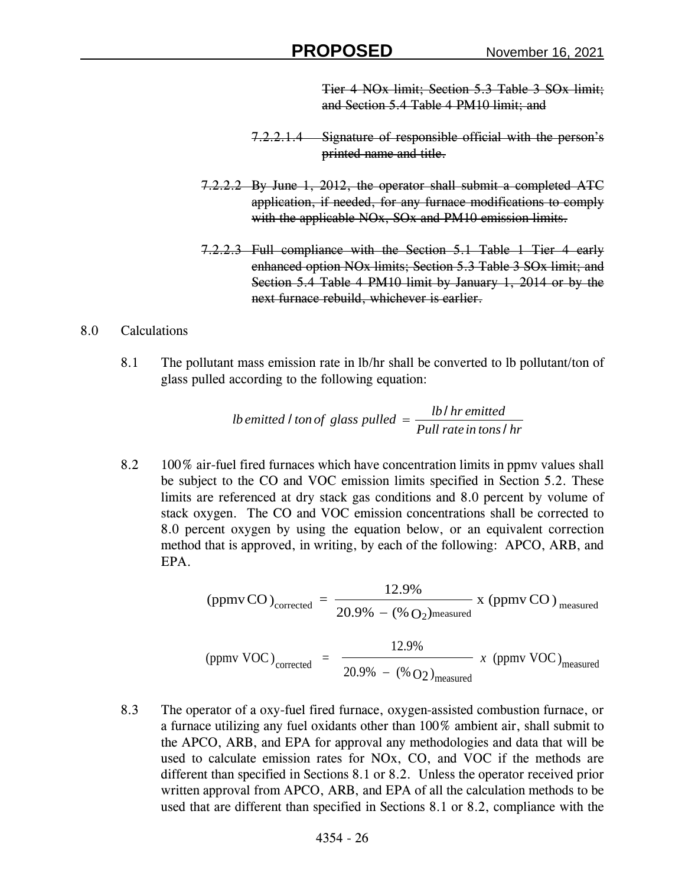~~Tier 4 NOx limit; Section 5.3 Table 3 SOx limit; and Section 5.4 Table 4 PM10 limit; and~~

~~7.2.2.1.4 Signature of responsible official with the person's printed name and title.~~

~~7.2.2.2 By June 1, 2012, the operator shall submit a completed ATC application, if needed, for any furnace modifications to comply with the applicable NOx, SOx and PM10 emission limits.~~

~~7.2.2.3 Full compliance with the Section 5.1 Table 1 Tier 4 early enhanced option NOx limits; Section 5.3 Table 3 SOx limit; and Section 5.4 Table 4 PM10 limit by January 1, 2014 or by the next furnace rebuild, whichever is earlier.~~

## 8.0 Calculations

8.1 The pollutant mass emission rate in lb/hr shall be converted to lb pollutant/ton of glass pulled according to the following equation:

$$lb\ emitted\ /\ ton\ of\ glass\ pulled = \frac{lb\ /\ hr\ emitted}{Pull\ rate\ in\ tons\ /\ hr}$$

8.2 100% air-fuel fired furnaces which have concentration limits in ppmv values shall be subject to the CO and VOC emission limits specified in Section 5.2. These limits are referenced at dry stack gas conditions and 8.0 percent by volume of stack oxygen. The CO and VOC emission concentrations shall be corrected to 8.0 percent oxygen by using the equation below, or an equivalent correction method that is approved, in writing, by each of the following: APCO, ARB, and EPA.

$$(\text{ppmv CO})_{\text{corrected}} = \frac{12.9\%}{20.9\% - (\%\,O_2)_{\text{measured}}} \text{ x } (\text{ppmv CO})_{\text{measured}}$$

$$(\text{ppmv VOC})_{\text{corrected}} = \frac{12.9\%}{20.9\% - (\%\,O_2)_{\text{measured}}}\ x\ (\text{ppmv VOC})_{\text{measured}}$$

8.3 The operator of a oxy-fuel fired furnace, oxygen-assisted combustion furnace, or a furnace utilizing any fuel oxidants other than 100% ambient air, shall submit to the APCO, ARB, and EPA for approval any methodologies and data that will be used to calculate emission rates for NOx, CO, and VOC if the methods are different than specified in Sections 8.1 or 8.2. Unless the operator received prior written approval from APCO, ARB, and EPA of all the calculation methods to be used that are different than specified in Sections 8.1 or 8.2, compliance with the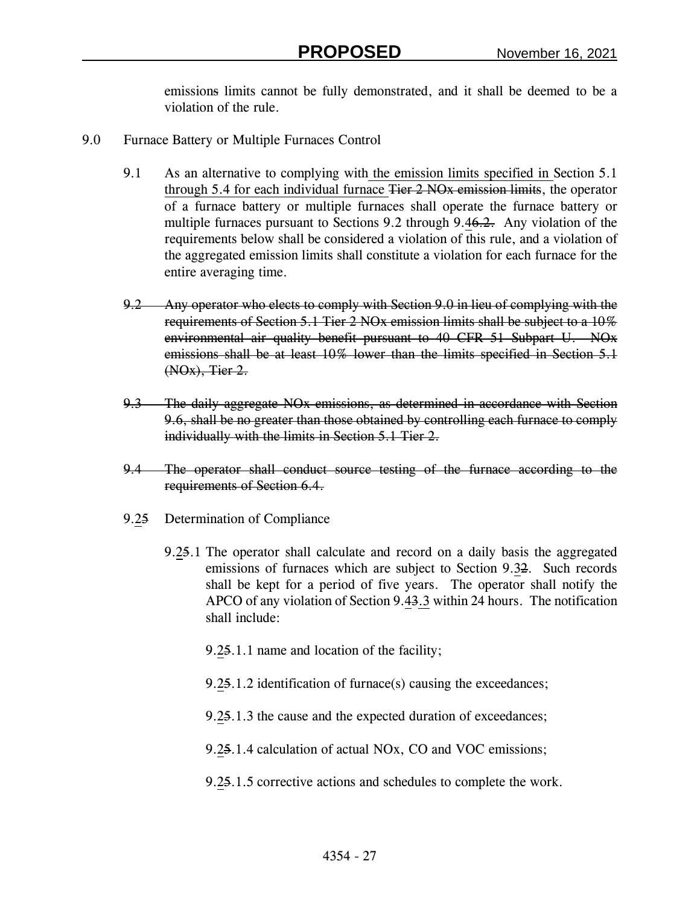emission~~s~~ limits cannot be fully demonstrated, and it shall be deemed to be a violation of the rule.

9.0 Furnace Battery or Multiple Furnaces Control

9.1 As an alternative to complying with <u>the emission limits specified in</u> Section 5.1 <u>through 5.4 for each individual furnace</u> ~~Tier 2 NOx emission limits~~, the operator of a furnace battery or multiple furnaces shall operate the furnace battery or multiple furnaces pursuant to Sections 9.2 through 9.<u>4</u>~~6.2.~~ Any violation of the requirements below shall be considered a violation of this rule, and a violation of the aggregated emission limits shall constitute a violation for each furnace for the entire averaging time.

~~9.2 Any operator who elects to comply with Section 9.0 in lieu of complying with the requirements of Section 5.1 Tier 2 NOx emission limits shall be subject to a 10% environmental air quality benefit pursuant to 40 CFR 51 Subpart U. NOx emissions shall be at least 10% lower than the limits specified in Section 5.1 (NOx), Tier 2.~~

~~9.3 The daily aggregate NOx emissions, as determined in accordance with Section 9.6, shall be no greater than those obtained by controlling each furnace to comply individually with the limits in Section 5.1 Tier 2.~~

~~9.4 The operator shall conduct source testing of the furnace according to the requirements of Section 6.4.~~

9.<u>2</u>~~5~~ Determination of Compliance

9.<u>2</u>~~5~~.1 The operator shall calculate and record on a daily basis the aggregated emissions of furnaces which are subject to Section 9.<u>3</u>~~2~~. Such records shall be kept for a period of five years. The operator shall notify the APCO of any violation of Section 9.<u>4</u>~~3~~<u>.3</u> within 24 hours. The notification shall include:

9.<u>2</u>~~5~~.1.1 name and location of the facility;

9.<u>2</u>~~5~~.1.2 identification of furnace(s) causing the exceedances;

9.<u>2</u>~~5~~.1.3 the cause and the expected duration of exceedances;

9.<u>2</u>~~5~~.1.4 calculation of actual NOx, CO and VOC emissions;

9.<u>2</u>~~5~~.1.5 corrective actions and schedules to complete the work.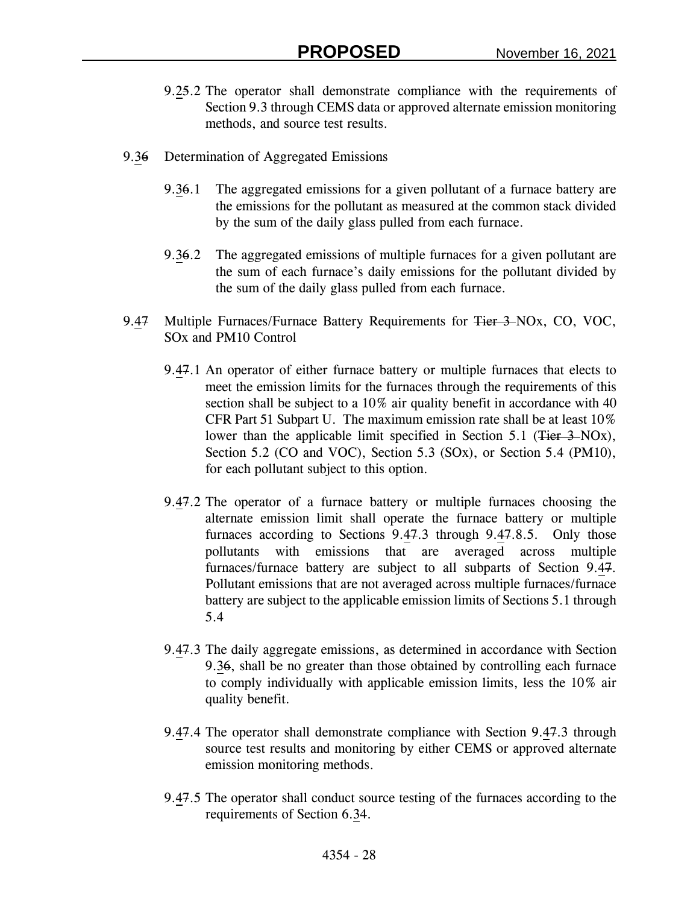9.2~~5~~.2 The operator shall demonstrate compliance with the requirements of Section 9.3 through CEMS data or approved alternate emission monitoring methods, and source test results.

9.3~~6~~ Determination of Aggregated Emissions

9.3~~6~~.1 The aggregated emissions for a given pollutant of a furnace battery are the emissions for the pollutant as measured at the common stack divided by the sum of the daily glass pulled from each furnace.

9.3~~6~~.2 The aggregated emissions of multiple furnaces for a given pollutant are the sum of each furnace's daily emissions for the pollutant divided by the sum of the daily glass pulled from each furnace.

9.4~~7~~ Multiple Furnaces/Furnace Battery Requirements for ~~Tier 3~~ NOx, CO, VOC, SOx and PM10 Control

9.4~~7~~.1 An operator of either furnace battery or multiple furnaces that elects to meet the emission limits for the furnaces through the requirements of this section shall be subject to a 10% air quality benefit in accordance with 40 CFR Part 51 Subpart U. The maximum emission rate shall be at least 10% lower than the applicable limit specified in Section 5.1 (~~Tier 3~~ NOx), Section 5.2 (CO and VOC), Section 5.3 (SOx), or Section 5.4 (PM10), for each pollutant subject to this option.

9.4~~7~~.2 The operator of a furnace battery or multiple furnaces choosing the alternate emission limit shall operate the furnace battery or multiple furnaces according to Sections 9.4~~7~~.3 through 9.4~~7~~.8.5. Only those pollutants with emissions that are averaged across multiple furnaces/furnace battery are subject to all subparts of Section 9.4~~7~~. Pollutant emissions that are not averaged across multiple furnaces/furnace battery are subject to the applicable emission limits of Sections 5.1 through 5.4

9.4~~7~~.3 The daily aggregate emissions, as determined in accordance with Section 9.3~~6~~, shall be no greater than those obtained by controlling each furnace to comply individually with applicable emission limits, less the 10% air quality benefit.

9.4~~7~~.4 The operator shall demonstrate compliance with Section 9.4~~7~~.3 through source test results and monitoring by either CEMS or approved alternate emission monitoring methods.

9.4~~7~~.5 The operator shall conduct source testing of the furnaces according to the requirements of Section 6.3~~4~~.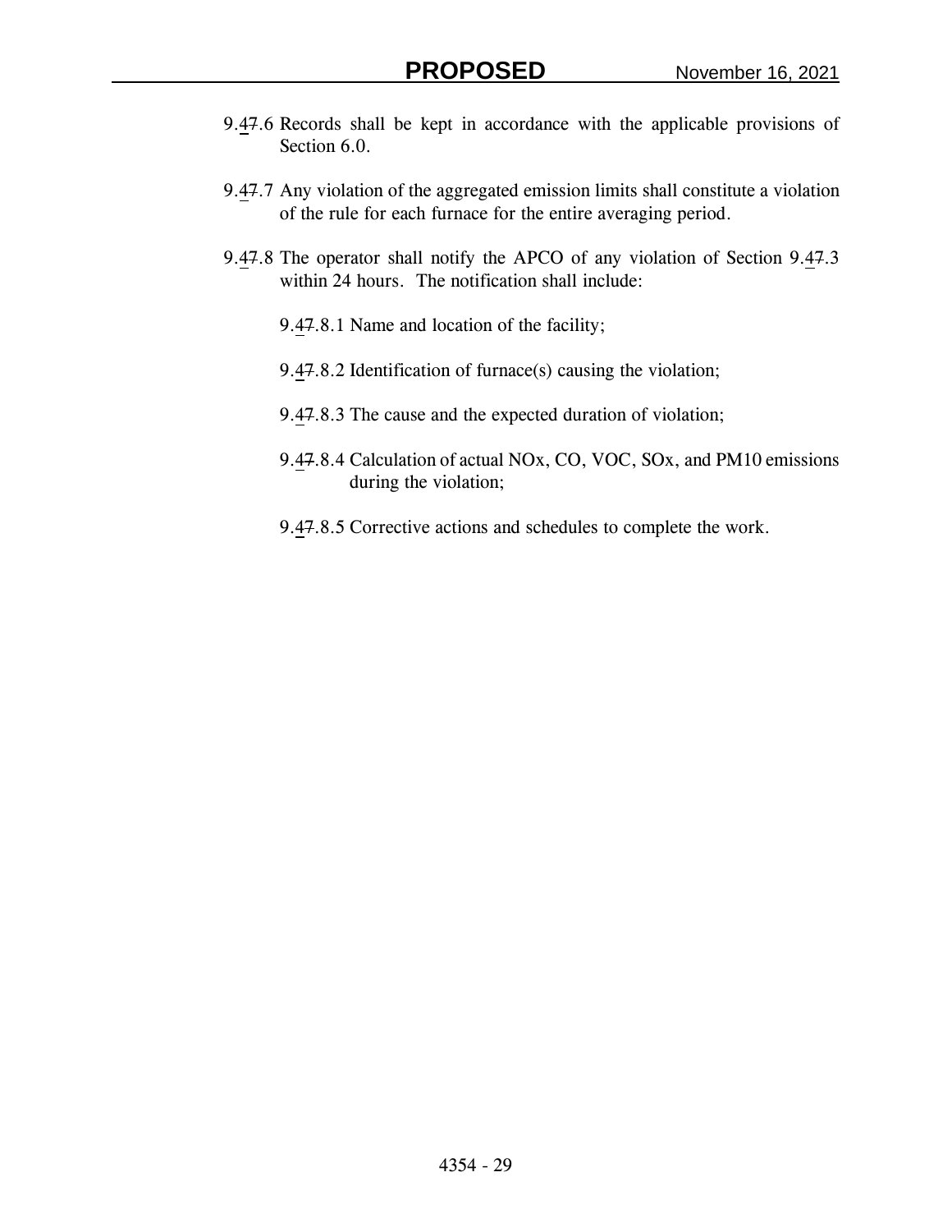9.4~~7~~.6 Records shall be kept in accordance with the applicable provisions of Section 6.0.

9.4~~7~~.7 Any violation of the aggregated emission limits shall constitute a violation of the rule for each furnace for the entire averaging period.

9.4~~7~~.8 The operator shall notify the APCO of any violation of Section 9.4~~7~~.3 within 24 hours. The notification shall include:

9.4~~7~~.8.1 Name and location of the facility;

9.4~~7~~.8.2 Identification of furnace(s) causing the violation;

9.4~~7~~.8.3 The cause and the expected duration of violation;

9.4~~7~~.8.4 Calculation of actual NOx, CO, VOC, SOx, and PM10 emissions during the violation;

9.4~~7~~.8.5 Corrective actions and schedules to complete the work.